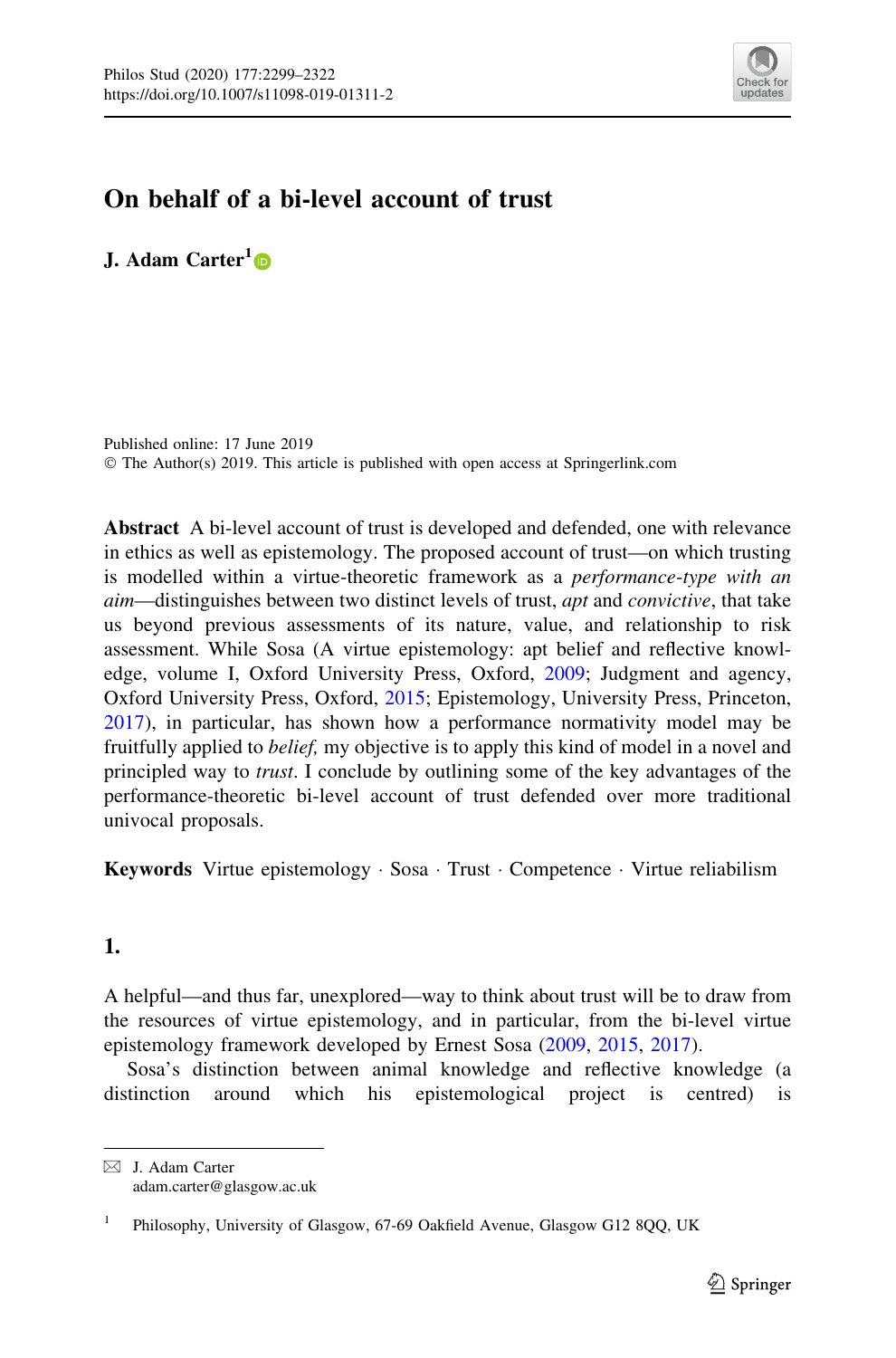# On behalf of a bi-level account of trust

**J. Adam Carter**[1]

Published online: 17 June 2019
© The Author(s) 2019. This article is published with open access at Springerlink.com

**Abstract** A bi-level account of trust is developed and defended, one with relevance in ethics as well as epistemology. The proposed account of trust—on which trusting is modelled within a virtue-theoretic framework as a *performance-type with an aim*—distinguishes between two distinct levels of trust, *apt* and *convictive*, that take us beyond previous assessments of its nature, value, and relationship to risk assessment. While Sosa (A virtue epistemology: apt belief and reflective knowledge, volume I, Oxford University Press, Oxford, 2009; Judgment and agency, Oxford University Press, Oxford, 2015; Epistemology, University Press, Princeton, 2017), in particular, has shown how a performance normativity model may be fruitfully applied to *belief,* my objective is to apply this kind of model in a novel and principled way to *trust*. I conclude by outlining some of the key advantages of the performance-theoretic bi-level account of trust defended over more traditional univocal proposals.

**Keywords** Virtue epistemology · Sosa · Trust · Competence · Virtue reliabilism

## 1.

A helpful—and thus far, unexplored—way to think about trust will be to draw from the resources of virtue epistemology, and in particular, from the bi-level virtue epistemology framework developed by Ernest Sosa (2009, 2015, 2017).

Sosa's distinction between animal knowledge and reflective knowledge (a distinction around which his epistemological project is centred) is

---

✉ J. Adam Carter
adam.carter@glasgow.ac.uk

[1] Philosophy, University of Glasgow, 67-69 Oakfield Avenue, Glasgow G12 8QQ, UK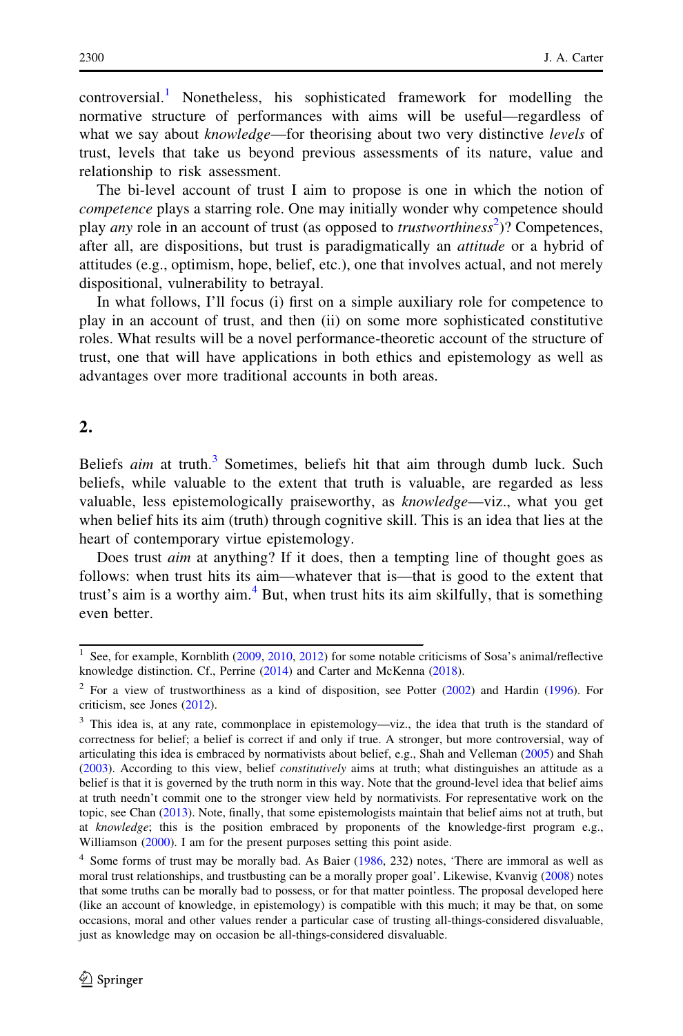controversial.[1] Nonetheless, his sophisticated framework for modelling the normative structure of performances with aims will be useful—regardless of what we say about *knowledge*—for theorising about two very distinctive *levels* of trust, levels that take us beyond previous assessments of its nature, value and relationship to risk assessment.

The bi-level account of trust I aim to propose is one in which the notion of *competence* plays a starring role. One may initially wonder why competence should play *any* role in an account of trust (as opposed to *trustworthiness*[2])? Competences, after all, are dispositions, but trust is paradigmatically an *attitude* or a hybrid of attitudes (e.g., optimism, hope, belief, etc.), one that involves actual, and not merely dispositional, vulnerability to betrayal.

In what follows, I'll focus (i) first on a simple auxiliary role for competence to play in an account of trust, and then (ii) on some more sophisticated constitutive roles. What results will be a novel performance-theoretic account of the structure of trust, one that will have applications in both ethics and epistemology as well as advantages over more traditional accounts in both areas.

## 2.

Beliefs *aim* at truth.[3] Sometimes, beliefs hit that aim through dumb luck. Such beliefs, while valuable to the extent that truth is valuable, are regarded as less valuable, less epistemologically praiseworthy, as *knowledge*—viz., what you get when belief hits its aim (truth) through cognitive skill. This is an idea that lies at the heart of contemporary virtue epistemology.

Does trust *aim* at anything? If it does, then a tempting line of thought goes as follows: when trust hits its aim—whatever that is—that is good to the extent that trust's aim is a worthy aim.[4] But, when trust hits its aim skilfully, that is something even better.

---

[1] See, for example, Kornblith (2009, 2010, 2012) for some notable criticisms of Sosa's animal/reflective knowledge distinction. Cf., Perrine (2014) and Carter and McKenna (2018).

[2] For a view of trustworthiness as a kind of disposition, see Potter (2002) and Hardin (1996). For criticism, see Jones (2012).

[3] This idea is, at any rate, commonplace in epistemology—viz., the idea that truth is the standard of correctness for belief; a belief is correct if and only if true. A stronger, but more controversial, way of articulating this idea is embraced by normativists about belief, e.g., Shah and Velleman (2005) and Shah (2003). According to this view, belief *constitutively* aims at truth; what distinguishes an attitude as a belief is that it is governed by the truth norm in this way. Note that the ground-level idea that belief aims at truth needn't commit one to the stronger view held by normativists. For representative work on the topic, see Chan (2013). Note, finally, that some epistemologists maintain that belief aims not at truth, but at *knowledge*; this is the position embraced by proponents of the knowledge-first program e.g., Williamson (2000). I am for the present purposes setting this point aside.

[4] Some forms of trust may be morally bad. As Baier (1986, 232) notes, 'There are immoral as well as moral trust relationships, and trustbusting can be a morally proper goal'. Likewise, Kvanvig (2008) notes that some truths can be morally bad to possess, or for that matter pointless. The proposal developed here (like an account of knowledge, in epistemology) is compatible with this much; it may be that, on some occasions, moral and other values render a particular case of trusting all-things-considered disvaluable, just as knowledge may on occasion be all-things-considered disvaluable.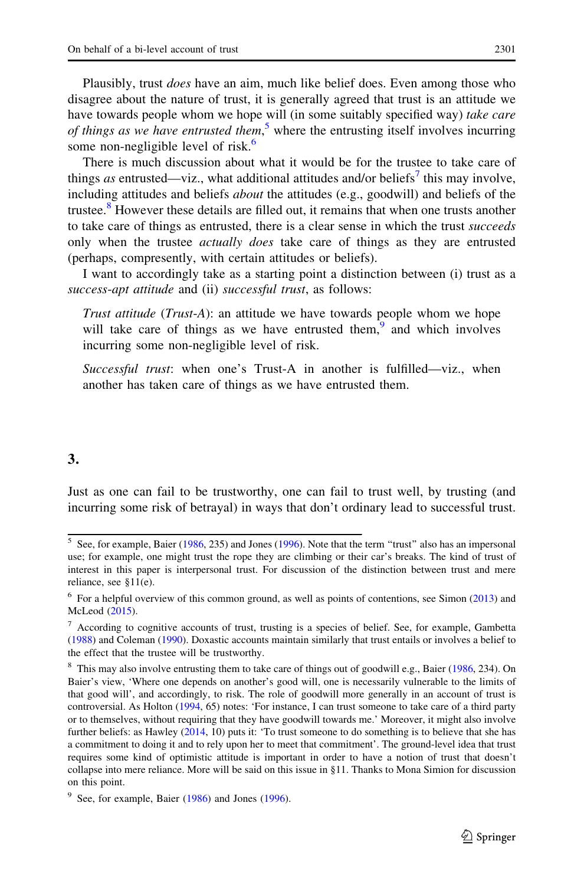Plausibly, trust *does* have an aim, much like belief does. Even among those who disagree about the nature of trust, it is generally agreed that trust is an attitude we have towards people whom we hope will (in some suitably specified way) *take care of things as we have entrusted them*,[5] where the entrusting itself involves incurring some non-negligible level of risk.[6]

There is much discussion about what it would be for the trustee to take care of things *as* entrusted—viz., what additional attitudes and/or beliefs[7] this may involve, including attitudes and beliefs *about* the attitudes (e.g., goodwill) and beliefs of the trustee.[8] However these details are filled out, it remains that when one trusts another to take care of things as entrusted, there is a clear sense in which the trust *succeeds* only when the trustee *actually does* take care of things as they are entrusted (perhaps, compresently, with certain attitudes or beliefs).

I want to accordingly take as a starting point a distinction between (i) trust as a *success-apt attitude* and (ii) *successful trust*, as follows:

> *Trust attitude* (*Trust-A*): an attitude we have towards people whom we hope will take care of things as we have entrusted them,[9] and which involves incurring some non-negligible level of risk.
>
> *Successful trust*: when one's Trust-A in another is fulfilled—viz., when another has taken care of things as we have entrusted them.

## 3.

Just as one can fail to be trustworthy, one can fail to trust well, by trusting (and incurring some risk of betrayal) in ways that don't ordinary lead to successful trust.

---

[5] See, for example, Baier (1986, 235) and Jones (1996). Note that the term "trust" also has an impersonal use; for example, one might trust the rope they are climbing or their car's breaks. The kind of trust of interest in this paper is interpersonal trust. For discussion of the distinction between trust and mere reliance, see §11(e).

[6] For a helpful overview of this common ground, as well as points of contentions, see Simon (2013) and McLeod (2015).

[7] According to cognitive accounts of trust, trusting is a species of belief. See, for example, Gambetta (1988) and Coleman (1990). Doxastic accounts maintain similarly that trust entails or involves a belief to the effect that the trustee will be trustworthy.

[8] This may also involve entrusting them to take care of things out of goodwill e.g., Baier (1986, 234). On Baier's view, 'Where one depends on another's good will, one is necessarily vulnerable to the limits of that good will', and accordingly, to risk. The role of goodwill more generally in an account of trust is controversial. As Holton (1994, 65) notes: 'For instance, I can trust someone to take care of a third party or to themselves, without requiring that they have goodwill towards me.' Moreover, it might also involve further beliefs: as Hawley (2014, 10) puts it: 'To trust someone to do something is to believe that she has a commitment to doing it and to rely upon her to meet that commitment'. The ground-level idea that trust requires some kind of optimistic attitude is important in order to have a notion of trust that doesn't collapse into mere reliance. More will be said on this issue in §11. Thanks to Mona Simion for discussion on this point.

[9] See, for example, Baier (1986) and Jones (1996).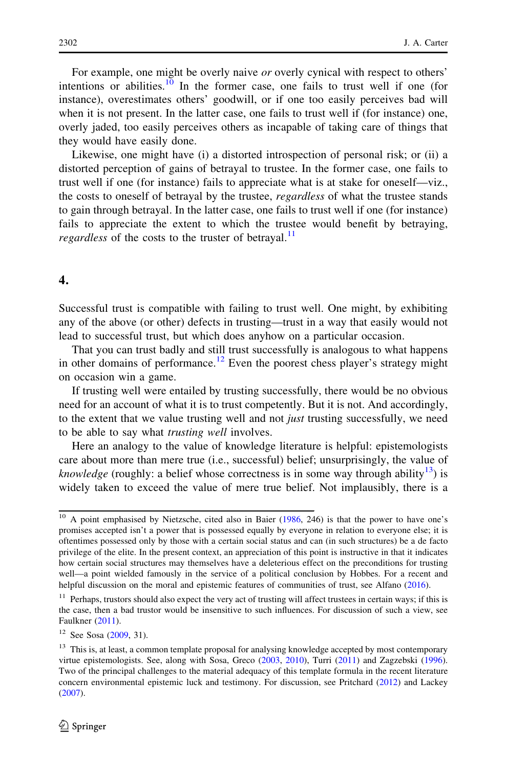For example, one might be overly naive *or* overly cynical with respect to others' intentions or abilities.[10] In the former case, one fails to trust well if one (for instance), overestimates others' goodwill, or if one too easily perceives bad will when it is not present. In the latter case, one fails to trust well if (for instance) one, overly jaded, too easily perceives others as incapable of taking care of things that they would have easily done.

Likewise, one might have (i) a distorted introspection of personal risk; or (ii) a distorted perception of gains of betrayal to trustee. In the former case, one fails to trust well if one (for instance) fails to appreciate what is at stake for oneself—viz., the costs to oneself of betrayal by the trustee, *regardless* of what the trustee stands to gain through betrayal. In the latter case, one fails to trust well if one (for instance) fails to appreciate the extent to which the trustee would benefit by betraying, *regardless* of the costs to the truster of betrayal.[11]

## 4.

Successful trust is compatible with failing to trust well. One might, by exhibiting any of the above (or other) defects in trusting—trust in a way that easily would not lead to successful trust, but which does anyhow on a particular occasion.

That you can trust badly and still trust successfully is analogous to what happens in other domains of performance.[12] Even the poorest chess player's strategy might on occasion win a game.

If trusting well were entailed by trusting successfully, there would be no obvious need for an account of what it is to trust competently. But it is not. And accordingly, to the extent that we value trusting well and not *just* trusting successfully, we need to be able to say what *trusting well* involves.

Here an analogy to the value of knowledge literature is helpful: epistemologists care about more than mere true (i.e., successful) belief; unsurprisingly, the value of *knowledge* (roughly: a belief whose correctness is in some way through ability[13]) is widely taken to exceed the value of mere true belief. Not implausibly, there is a

---

[10] A point emphasised by Nietzsche, cited also in Baier (1986, 246) is that the power to have one's promises accepted isn't a power that is possessed equally by everyone in relation to everyone else; it is oftentimes possessed only by those with a certain social status and can (in such structures) be a de facto privilege of the elite. In the present context, an appreciation of this point is instructive in that it indicates how certain social structures may themselves have a deleterious effect on the preconditions for trusting well—a point wielded famously in the service of a political conclusion by Hobbes. For a recent and helpful discussion on the moral and epistemic features of communities of trust, see Alfano (2016).

[11] Perhaps, trustors should also expect the very act of trusting will affect trustees in certain ways; if this is the case, then a bad trustor would be insensitive to such influences. For discussion of such a view, see Faulkner (2011).

[12] See Sosa (2009, 31).

[13] This is, at least, a common template proposal for analysing knowledge accepted by most contemporary virtue epistemologists. See, along with Sosa, Greco (2003, 2010), Turri (2011) and Zagzebski (1996). Two of the principal challenges to the material adequacy of this template formula in the recent literature concern environmental epistemic luck and testimony. For discussion, see Pritchard (2012) and Lackey (2007).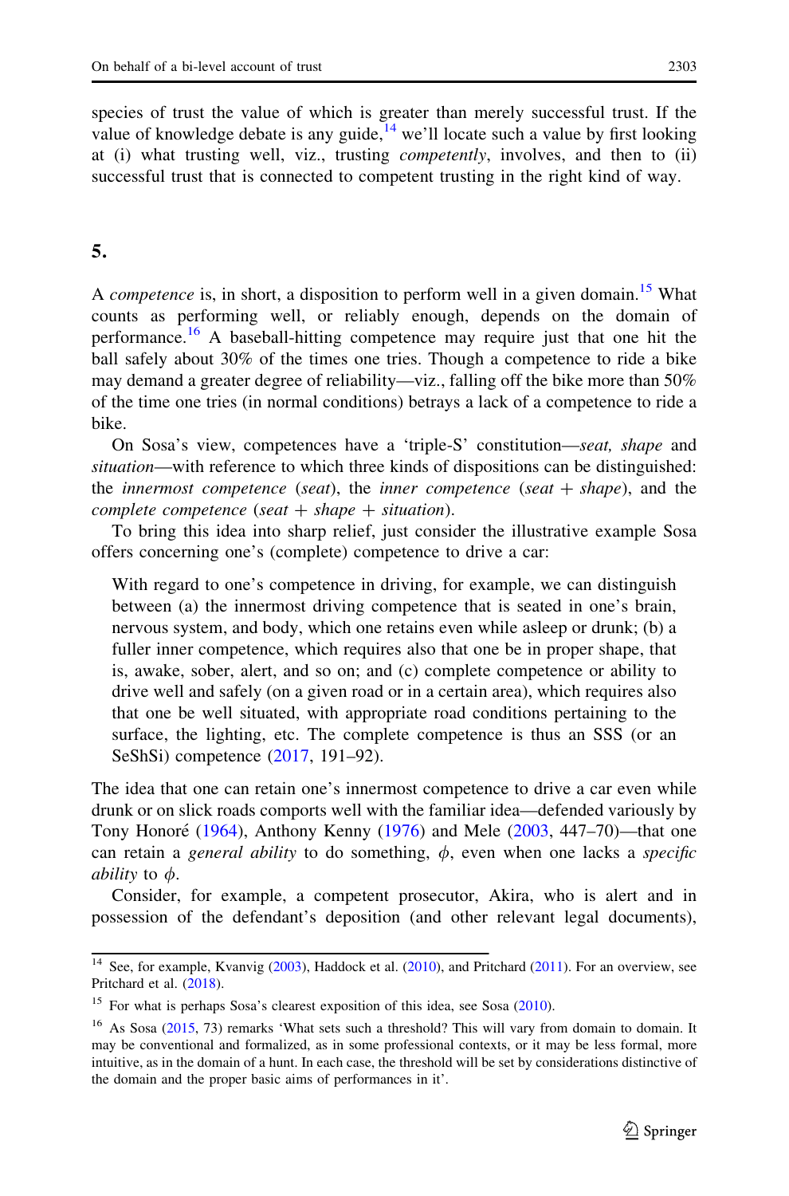species of trust the value of which is greater than merely successful trust. If the value of knowledge debate is any guide,[14] we'll locate such a value by first looking at (i) what trusting well, viz., trusting *competently*, involves, and then to (ii) successful trust that is connected to competent trusting in the right kind of way.

## 5.

A *competence* is, in short, a disposition to perform well in a given domain.[15] What counts as performing well, or reliably enough, depends on the domain of performance.[16] A baseball-hitting competence may require just that one hit the ball safely about 30% of the times one tries. Though a competence to ride a bike may demand a greater degree of reliability—viz., falling off the bike more than 50% of the time one tries (in normal conditions) betrays a lack of a competence to ride a bike.

On Sosa's view, competences have a 'triple-S' constitution—*seat, shape* and *situation*—with reference to which three kinds of dispositions can be distinguished: the *innermost competence* (*seat*), the *inner competence* (*seat* + *shape*), and the *complete competence* (*seat* + *shape* + *situation*).

To bring this idea into sharp relief, just consider the illustrative example Sosa offers concerning one's (complete) competence to drive a car:

> With regard to one's competence in driving, for example, we can distinguish between (a) the innermost driving competence that is seated in one's brain, nervous system, and body, which one retains even while asleep or drunk; (b) a fuller inner competence, which requires also that one be in proper shape, that is, awake, sober, alert, and so on; and (c) complete competence or ability to drive well and safely (on a given road or in a certain area), which requires also that one be well situated, with appropriate road conditions pertaining to the surface, the lighting, etc. The complete competence is thus an SSS (or an SeShSi) competence (2017, 191–92).

The idea that one can retain one's innermost competence to drive a car even while drunk or on slick roads comports well with the familiar idea—defended variously by Tony Honoré (1964), Anthony Kenny (1976) and Mele (2003, 447–70)—that one can retain a *general ability* to do something, $\phi$, even when one lacks a *specific ability* to $\phi$.

Consider, for example, a competent prosecutor, Akira, who is alert and in possession of the defendant's deposition (and other relevant legal documents),

---

[14] See, for example, Kvanvig (2003), Haddock et al. (2010), and Pritchard (2011). For an overview, see Pritchard et al. (2018).

[15] For what is perhaps Sosa's clearest exposition of this idea, see Sosa (2010).

[16] As Sosa (2015, 73) remarks 'What sets such a threshold? This will vary from domain to domain. It may be conventional and formalized, as in some professional contexts, or it may be less formal, more intuitive, as in the domain of a hunt. In each case, the threshold will be set by considerations distinctive of the domain and the proper basic aims of performances in it'.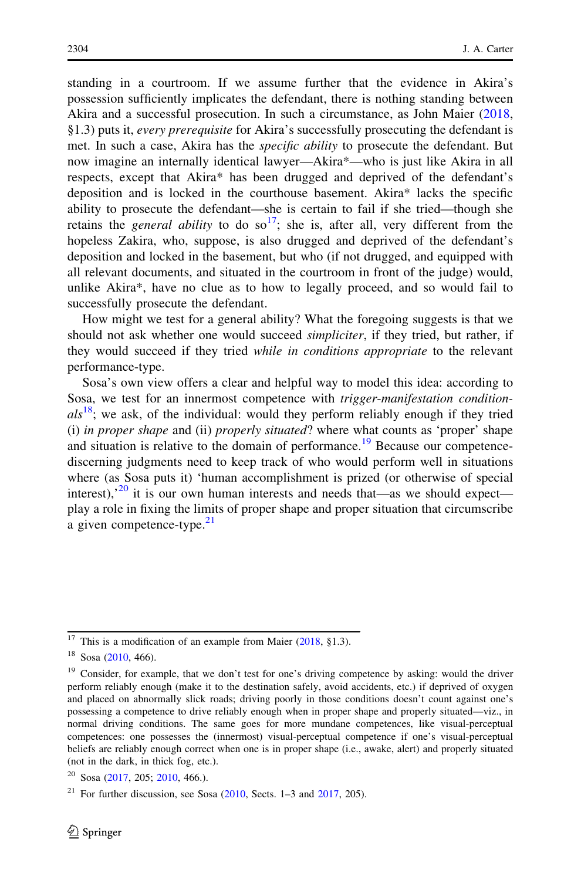standing in a courtroom. If we assume further that the evidence in Akira's possession sufficiently implicates the defendant, there is nothing standing between Akira and a successful prosecution. In such a circumstance, as John Maier (2018, §1.3) puts it, *every prerequisite* for Akira's successfully prosecuting the defendant is met. In such a case, Akira has the *specific ability* to prosecute the defendant. But now imagine an internally identical lawyer—Akira*—who is just like Akira in all respects, except that Akira* has been drugged and deprived of the defendant's deposition and is locked in the courthouse basement. Akira* lacks the specific ability to prosecute the defendant—she is certain to fail if she tried—though she retains the *general ability* to do so[17]; she is, after all, very different from the hopeless Zakira, who, suppose, is also drugged and deprived of the defendant's deposition and locked in the basement, but who (if not drugged, and equipped with all relevant documents, and situated in the courtroom in front of the judge) would, unlike Akira*, have no clue as to how to legally proceed, and so would fail to successfully prosecute the defendant.

How might we test for a general ability? What the foregoing suggests is that we should not ask whether one would succeed *simpliciter*, if they tried, but rather, if they would succeed if they tried *while in conditions appropriate* to the relevant performance-type.

Sosa's own view offers a clear and helpful way to model this idea: according to Sosa, we test for an innermost competence with *trigger-manifestation conditionals*[18]; we ask, of the individual: would they perform reliably enough if they tried (i) *in proper shape* and (ii) *properly situated*? where what counts as 'proper' shape and situation is relative to the domain of performance.[19] Because our competence-discerning judgments need to keep track of who would perform well in situations where (as Sosa puts it) 'human accomplishment is prized (or otherwise of special interest),'[20] it is our own human interests and needs that—as we should expect—play a role in fixing the limits of proper shape and proper situation that circumscribe a given competence-type.[21]

---

[17] This is a modification of an example from Maier (2018, §1.3).

[18] Sosa (2010, 466).

[19] Consider, for example, that we don't test for one's driving competence by asking: would the driver perform reliably enough (make it to the destination safely, avoid accidents, etc.) if deprived of oxygen and placed on abnormally slick roads; driving poorly in those conditions doesn't count against one's possessing a competence to drive reliably enough when in proper shape and properly situated—viz., in normal driving conditions. The same goes for more mundane competences, like visual-perceptual competences: one possesses the (innermost) visual-perceptual competence if one's visual-perceptual beliefs are reliably enough correct when one is in proper shape (i.e., awake, alert) and properly situated (not in the dark, in thick fog, etc.).

[20] Sosa (2017, 205; 2010, 466.).

[21] For further discussion, see Sosa (2010, Sects. 1–3 and 2017, 205).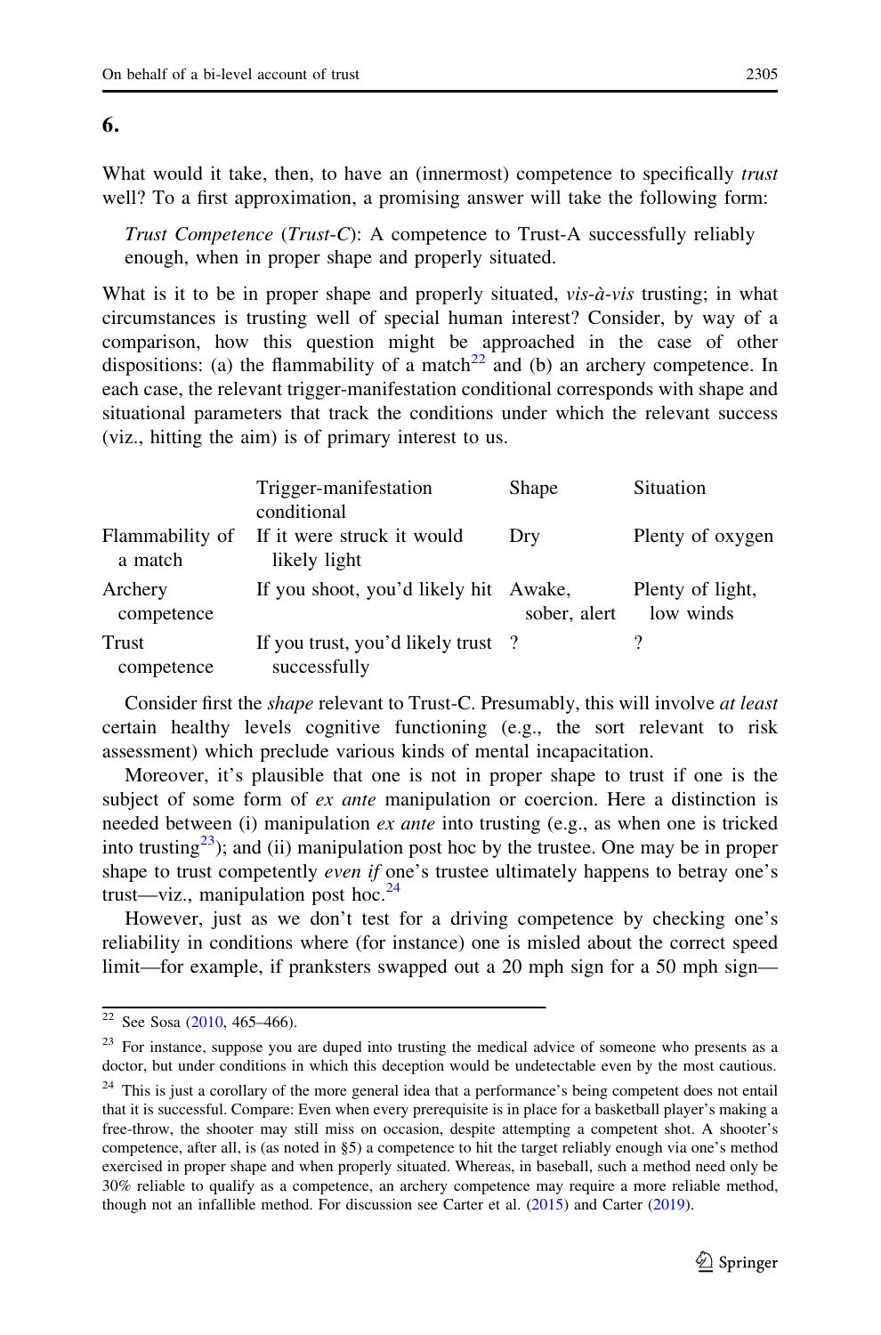## 6.

What would it take, then, to have an (innermost) competence to specifically *trust* well? To a first approximation, a promising answer will take the following form:

> *Trust Competence* (*Trust-C*): A competence to Trust-A successfully reliably enough, when in proper shape and properly situated.

What is it to be in proper shape and properly situated, *vis-à-vis* trusting; in what circumstances is trusting well of special human interest? Consider, by way of a comparison, how this question might be approached in the case of other dispositions: (a) the flammability of a match[22] and (b) an archery competence. In each case, the relevant trigger-manifestation conditional corresponds with shape and situational parameters that track the conditions under which the relevant success (viz., hitting the aim) is of primary interest to us.

| | Trigger-manifestation conditional | Shape | Situation |
|---|---|---|---|
| Flammability of a match | If it were struck it would likely light | Dry | Plenty of oxygen |
| Archery competence | If you shoot, you'd likely hit | Awake, sober, alert | Plenty of light, low winds |
| Trust competence | If you trust, you'd likely trust successfully | ? | ? |

Consider first the *shape* relevant to Trust-C. Presumably, this will involve *at least* certain healthy levels cognitive functioning (e.g., the sort relevant to risk assessment) which preclude various kinds of mental incapacitation.

Moreover, it's plausible that one is not in proper shape to trust if one is the subject of some form of *ex ante* manipulation or coercion. Here a distinction is needed between (i) manipulation *ex ante* into trusting (e.g., as when one is tricked into trusting[23]); and (ii) manipulation post hoc by the trustee. One may be in proper shape to trust competently *even if* one's trustee ultimately happens to betray one's trust—viz., manipulation post hoc.[24]

However, just as we don't test for a driving competence by checking one's reliability in conditions where (for instance) one is misled about the correct speed limit—for example, if pranksters swapped out a 20 mph sign for a 50 mph sign—

---

[22] See Sosa (2010, 465–466).

[23] For instance, suppose you are duped into trusting the medical advice of someone who presents as a doctor, but under conditions in which this deception would be undetectable even by the most cautious.

[24] This is just a corollary of the more general idea that a performance's being competent does not entail that it is successful. Compare: Even when every prerequisite is in place for a basketball player's making a free-throw, the shooter may still miss on occasion, despite attempting a competent shot. A shooter's competence, after all, is (as noted in §5) a competence to hit the target reliably enough via one's method exercised in proper shape and when properly situated. Whereas, in baseball, such a method need only be 30% reliable to qualify as a competence, an archery competence may require a more reliable method, though not an infallible method. For discussion see Carter et al. (2015) and Carter (2019).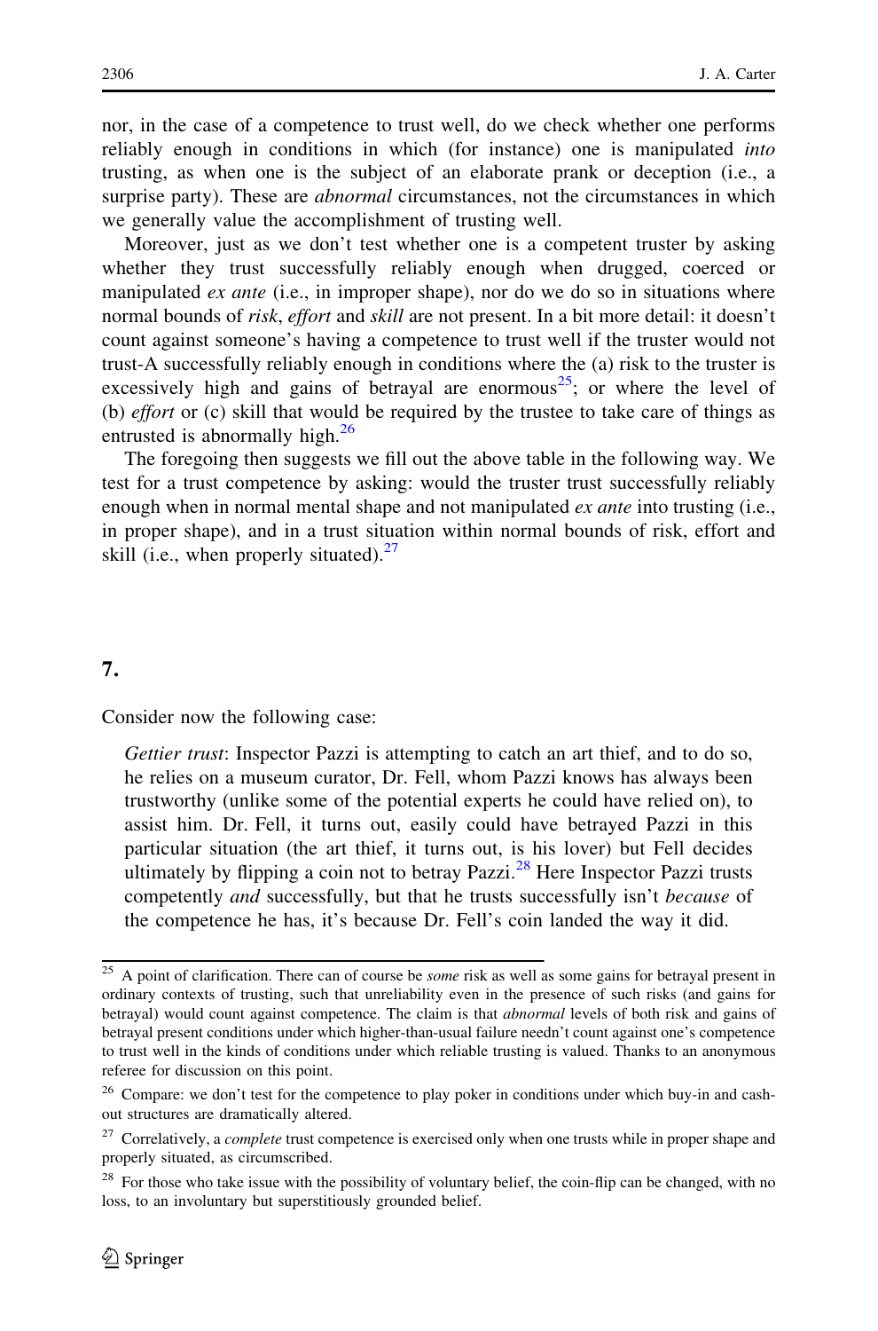nor, in the case of a competence to trust well, do we check whether one performs reliably enough in conditions in which (for instance) one is manipulated *into* trusting, as when one is the subject of an elaborate prank or deception (i.e., a surprise party). These are *abnormal* circumstances, not the circumstances in which we generally value the accomplishment of trusting well.

Moreover, just as we don't test whether one is a competent truster by asking whether they trust successfully reliably enough when drugged, coerced or manipulated *ex ante* (i.e., in improper shape), nor do we do so in situations where normal bounds of *risk*, *effort* and *skill* are not present. In a bit more detail: it doesn't count against someone's having a competence to trust well if the truster would not trust-A successfully reliably enough in conditions where the (a) risk to the truster is excessively high and gains of betrayal are enormous[25]; or where the level of (b) *effort* or (c) skill that would be required by the trustee to take care of things as entrusted is abnormally high.[26]

The foregoing then suggests we fill out the above table in the following way. We test for a trust competence by asking: would the truster trust successfully reliably enough when in normal mental shape and not manipulated *ex ante* into trusting (i.e., in proper shape), and in a trust situation within normal bounds of risk, effort and skill (i.e., when properly situated).[27]

## 7.

Consider now the following case:

> *Gettier trust*: Inspector Pazzi is attempting to catch an art thief, and to do so, he relies on a museum curator, Dr. Fell, whom Pazzi knows has always been trustworthy (unlike some of the potential experts he could have relied on), to assist him. Dr. Fell, it turns out, easily could have betrayed Pazzi in this particular situation (the art thief, it turns out, is his lover) but Fell decides ultimately by flipping a coin not to betray Pazzi.[28] Here Inspector Pazzi trusts competently *and* successfully, but that he trusts successfully isn't *because* of the competence he has, it's because Dr. Fell's coin landed the way it did.

---

[25] A point of clarification. There can of course be *some* risk as well as some gains for betrayal present in ordinary contexts of trusting, such that unreliability even in the presence of such risks (and gains for betrayal) would count against competence. The claim is that *abnormal* levels of both risk and gains of betrayal present conditions under which higher-than-usual failure needn't count against one's competence to trust well in the kinds of conditions under which reliable trusting is valued. Thanks to an anonymous referee for discussion on this point.

[26] Compare: we don't test for the competence to play poker in conditions under which buy-in and cash-out structures are dramatically altered.

[27] Correlatively, a *complete* trust competence is exercised only when one trusts while in proper shape and properly situated, as circumscribed.

[28] For those who take issue with the possibility of voluntary belief, the coin-flip can be changed, with no loss, to an involuntary but superstitiously grounded belief.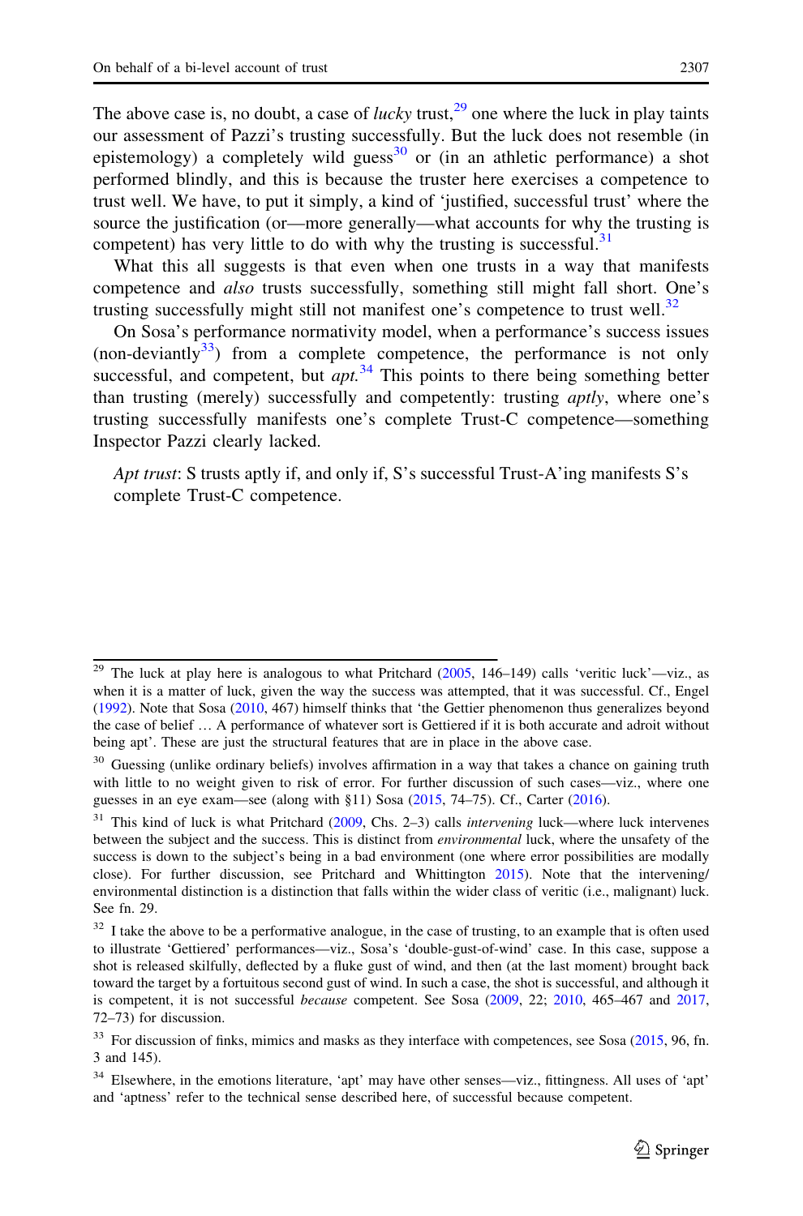The above case is, no doubt, a case of *lucky* trust,[29] one where the luck in play taints our assessment of Pazzi's trusting successfully. But the luck does not resemble (in epistemology) a completely wild guess[30] or (in an athletic performance) a shot performed blindly, and this is because the truster here exercises a competence to trust well. We have, to put it simply, a kind of 'justified, successful trust' where the source the justification (or—more generally—what accounts for why the trusting is competent) has very little to do with why the trusting is successful.[31]

What this all suggests is that even when one trusts in a way that manifests competence and *also* trusts successfully, something still might fall short. One's trusting successfully might still not manifest one's competence to trust well.[32]

On Sosa's performance normativity model, when a performance's success issues (non-deviantly[33]) from a complete competence, the performance is not only successful, and competent, but *apt*.[34] This points to there being something better than trusting (merely) successfully and competently: trusting *aptly*, where one's trusting successfully manifests one's complete Trust-C competence—something Inspector Pazzi clearly lacked.

> *Apt trust*: S trusts aptly if, and only if, S's successful Trust-A'ing manifests S's complete Trust-C competence.

---

[29] The luck at play here is analogous to what Pritchard (2005, 146–149) calls 'veritic luck'—viz., as when it is a matter of luck, given the way the success was attempted, that it was successful. Cf., Engel (1992). Note that Sosa (2010, 467) himself thinks that 'the Gettier phenomenon thus generalizes beyond the case of belief … A performance of whatever sort is Gettiered if it is both accurate and adroit without being apt'. These are just the structural features that are in place in the above case.

[30] Guessing (unlike ordinary beliefs) involves affirmation in a way that takes a chance on gaining truth with little to no weight given to risk of error. For further discussion of such cases—viz., where one guesses in an eye exam—see (along with §11) Sosa (2015, 74–75). Cf., Carter (2016).

[31] This kind of luck is what Pritchard (2009, Chs. 2–3) calls *intervening* luck—where luck intervenes between the subject and the success. This is distinct from *environmental* luck, where the unsafety of the success is down to the subject's being in a bad environment (one where error possibilities are modally close). For further discussion, see Pritchard and Whittington 2015). Note that the intervening/environmental distinction is a distinction that falls within the wider class of veritic (i.e., malignant) luck. See fn. 29.

[32] I take the above to be a performative analogue, in the case of trusting, to an example that is often used to illustrate 'Gettiered' performances—viz., Sosa's 'double-gust-of-wind' case. In this case, suppose a shot is released skilfully, deflected by a fluke gust of wind, and then (at the last moment) brought back toward the target by a fortuitous second gust of wind. In such a case, the shot is successful, and although it is competent, it is not successful *because* competent. See Sosa (2009, 22; 2010, 465–467 and 2017, 72–73) for discussion.

[33] For discussion of finks, mimics and masks as they interface with competences, see Sosa (2015, 96, fn. 3 and 145).

[34] Elsewhere, in the emotions literature, 'apt' may have other senses—viz., fittingness. All uses of 'apt' and 'aptness' refer to the technical sense described here, of successful because competent.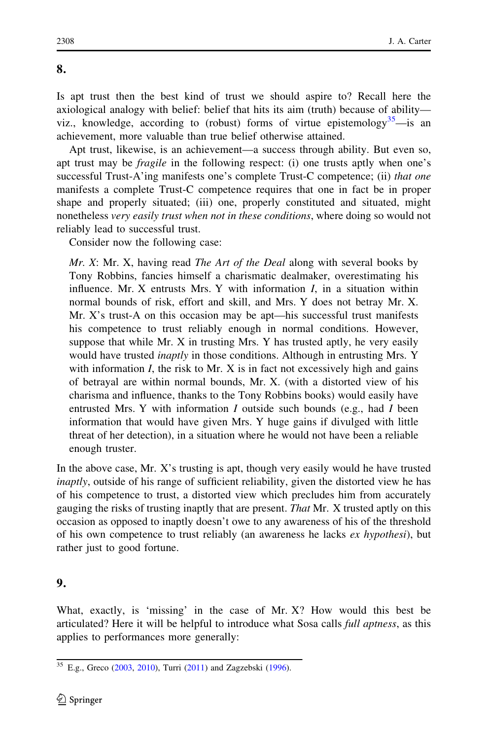## 8.

Is apt trust then the best kind of trust we should aspire to? Recall here the axiological analogy with belief: belief that hits its aim (truth) because of ability—viz., knowledge, according to (robust) forms of virtue epistemology[35]—is an achievement, more valuable than true belief otherwise attained.

Apt trust, likewise, is an achievement—a success through ability. But even so, apt trust may be *fragile* in the following respect: (i) one trusts aptly when one's successful Trust-A'ing manifests one's complete Trust-C competence; (ii) *that one* manifests a complete Trust-C competence requires that one in fact be in proper shape and properly situated; (iii) one, properly constituted and situated, might nonetheless *very easily trust when not in these conditions*, where doing so would not reliably lead to successful trust.

Consider now the following case:

> *Mr. X*: Mr. X, having read *The Art of the Deal* along with several books by Tony Robbins, fancies himself a charismatic dealmaker, overestimating his influence. Mr. X entrusts Mrs. Y with information *I*, in a situation within normal bounds of risk, effort and skill, and Mrs. Y does not betray Mr. X. Mr. X's trust-A on this occasion may be apt—his successful trust manifests his competence to trust reliably enough in normal conditions. However, suppose that while Mr. X in trusting Mrs. Y has trusted aptly, he very easily would have trusted *inaptly* in those conditions. Although in entrusting Mrs. Y with information *I*, the risk to Mr. X is in fact not excessively high and gains of betrayal are within normal bounds, Mr. X. (with a distorted view of his charisma and influence, thanks to the Tony Robbins books) would easily have entrusted Mrs. Y with information *I* outside such bounds (e.g., had *I* been information that would have given Mrs. Y huge gains if divulged with little threat of her detection), in a situation where he would not have been a reliable enough truster.

In the above case, Mr. X's trusting is apt, though very easily would he have trusted *inaptly*, outside of his range of sufficient reliability, given the distorted view he has of his competence to trust, a distorted view which precludes him from accurately gauging the risks of trusting inaptly that are present. *That* Mr. X trusted aptly on this occasion as opposed to inaptly doesn't owe to any awareness of his of the threshold of his own competence to trust reliably (an awareness he lacks *ex hypothesi*), but rather just to good fortune.

## 9.

What, exactly, is 'missing' in the case of Mr. X? How would this best be articulated? Here it will be helpful to introduce what Sosa calls *full aptness*, as this applies to performances more generally:

[35] E.g., Greco (2003, 2010), Turri (2011) and Zagzebski (1996).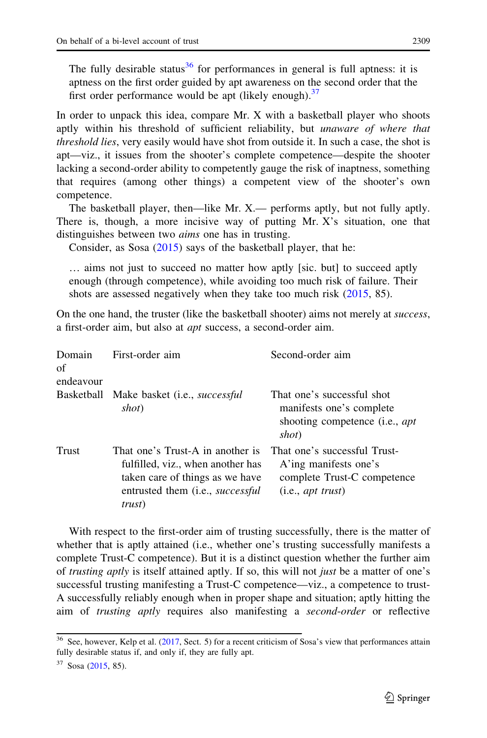> The fully desirable status[36] for performances in general is full aptness: it is aptness on the first order guided by apt awareness on the second order that the first order performance would be apt (likely enough).[37]

In order to unpack this idea, compare Mr. X with a basketball player who shoots aptly within his threshold of sufficient reliability, but *unaware of where that threshold lies*, very easily would have shot from outside it. In such a case, the shot is apt—viz., it issues from the shooter's complete competence—despite the shooter lacking a second-order ability to competently gauge the risk of inaptness, something that requires (among other things) a competent view of the shooter's own competence.

The basketball player, then—like Mr. X.— performs aptly, but not fully aptly. There is, though, a more incisive way of putting Mr. X's situation, one that distinguishes between two *aims* one has in trusting.

Consider, as Sosa (2015) says of the basketball player, that he:

> … aims not just to succeed no matter how aptly [sic. but] to succeed aptly enough (through competence), while avoiding too much risk of failure. Their shots are assessed negatively when they take too much risk (2015, 85).

On the one hand, the truster (like the basketball shooter) aims not merely at *success*, a first-order aim, but also at *apt* success, a second-order aim.

| Domain of endeavour | First-order aim | Second-order aim |
|---|---|---|
| Basketball | Make basket (i.e., *successful shot*) | That one's successful shot manifests one's complete shooting competence (i.e., *apt shot*) |
| Trust | That one's Trust-A in another is fulfilled, viz., when another has taken care of things as we have entrusted them (i.e., *successful trust*) | That one's successful Trust-A'ing manifests one's complete Trust-C competence (i.e., *apt trust*) |

With respect to the first-order aim of trusting successfully, there is the matter of whether that is aptly attained (i.e., whether one's trusting successfully manifests a complete Trust-C competence). But it is a distinct question whether the further aim of *trusting aptly* is itself attained aptly. If so, this will not *just* be a matter of one's successful trusting manifesting a Trust-C competence—viz., a competence to trust-A successfully reliably enough when in proper shape and situation; aptly hitting the aim of *trusting aptly* requires also manifesting a *second-order* or reflective

[36] See, however, Kelp et al. (2017, Sect. 5) for a recent criticism of Sosa's view that performances attain fully desirable status if, and only if, they are fully apt.

[37] Sosa (2015, 85).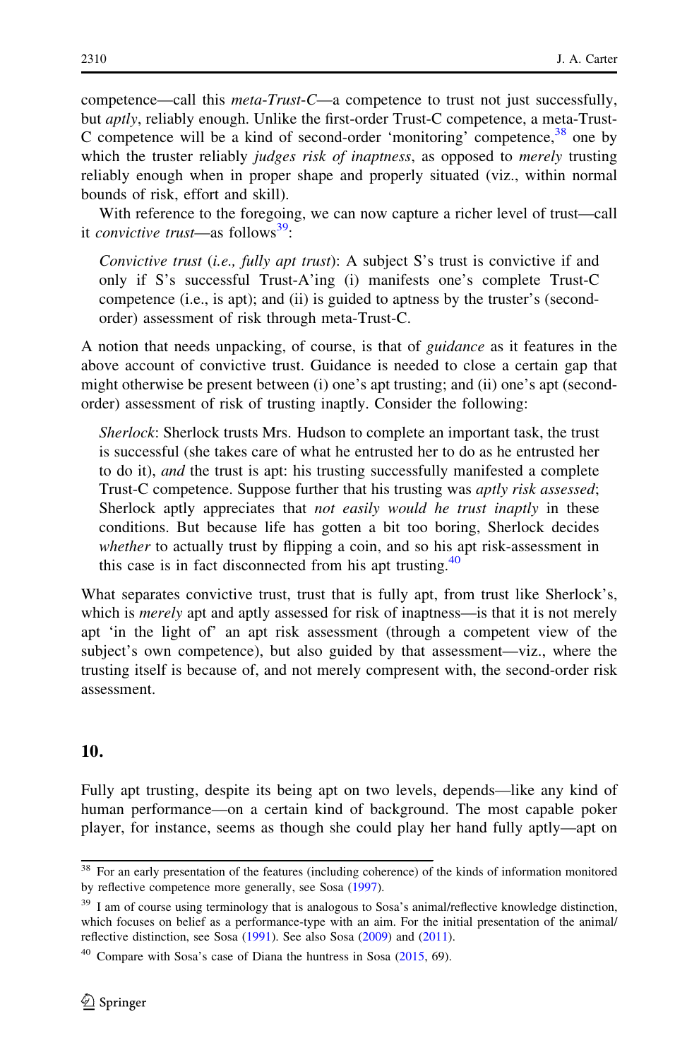competence—call this *meta-Trust-C*—a competence to trust not just successfully, but *aptly*, reliably enough. Unlike the first-order Trust-C competence, a meta-Trust-C competence will be a kind of second-order 'monitoring' competence,[38] one by which the truster reliably *judges risk of inaptness*, as opposed to *merely* trusting reliably enough when in proper shape and properly situated (viz., within normal bounds of risk, effort and skill).

With reference to the foregoing, we can now capture a richer level of trust—call it *convictive trust*—as follows[39]:

> *Convictive trust* (*i.e., fully apt trust*): A subject S's trust is convictive if and only if S's successful Trust-A'ing (i) manifests one's complete Trust-C competence (i.e., is apt); and (ii) is guided to aptness by the truster's (second-order) assessment of risk through meta-Trust-C.

A notion that needs unpacking, of course, is that of *guidance* as it features in the above account of convictive trust. Guidance is needed to close a certain gap that might otherwise be present between (i) one's apt trusting; and (ii) one's apt (second-order) assessment of risk of trusting inaptly. Consider the following:

> *Sherlock*: Sherlock trusts Mrs. Hudson to complete an important task, the trust is successful (she takes care of what he entrusted her to do as he entrusted her to do it), *and* the trust is apt: his trusting successfully manifested a complete Trust-C competence. Suppose further that his trusting was *aptly risk assessed*; Sherlock aptly appreciates that *not easily would he trust inaptly* in these conditions. But because life has gotten a bit too boring, Sherlock decides *whether* to actually trust by flipping a coin, and so his apt risk-assessment in this case is in fact disconnected from his apt trusting.[40]

What separates convictive trust, trust that is fully apt, from trust like Sherlock's, which is *merely* apt and aptly assessed for risk of inaptness—is that it is not merely apt 'in the light of' an apt risk assessment (through a competent view of the subject's own competence), but also guided by that assessment—viz., where the trusting itself is because of, and not merely compresent with, the second-order risk assessment.

## 10.

Fully apt trusting, despite its being apt on two levels, depends—like any kind of human performance—on a certain kind of background. The most capable poker player, for instance, seems as though she could play her hand fully aptly—apt on

---

[38] For an early presentation of the features (including coherence) of the kinds of information monitored by reflective competence more generally, see Sosa (1997).

[39] I am of course using terminology that is analogous to Sosa's animal/reflective knowledge distinction, which focuses on belief as a performance-type with an aim. For the initial presentation of the animal/reflective distinction, see Sosa (1991). See also Sosa (2009) and (2011).

[40] Compare with Sosa's case of Diana the huntress in Sosa (2015, 69).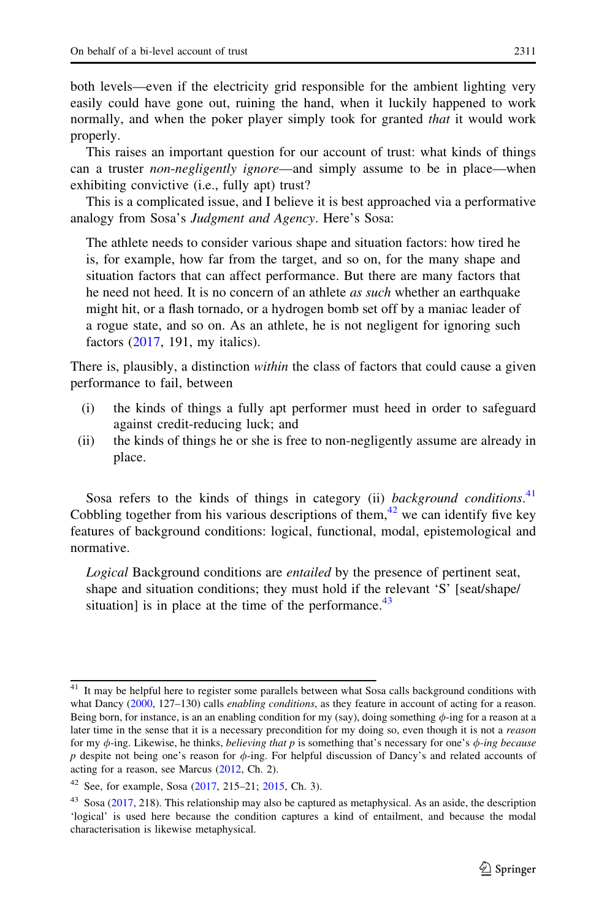both levels—even if the electricity grid responsible for the ambient lighting very easily could have gone out, ruining the hand, when it luckily happened to work normally, and when the poker player simply took for granted *that* it would work properly.

This raises an important question for our account of trust: what kinds of things can a truster *non-negligently ignore*—and simply assume to be in place—when exhibiting convictive (i.e., fully apt) trust?

This is a complicated issue, and I believe it is best approached via a performative analogy from Sosa's *Judgment and Agency*. Here's Sosa:

> The athlete needs to consider various shape and situation factors: how tired he is, for example, how far from the target, and so on, for the many shape and situation factors that can affect performance. But there are many factors that he need not heed. It is no concern of an athlete *as such* whether an earthquake might hit, or a flash tornado, or a hydrogen bomb set off by a maniac leader of a rogue state, and so on. As an athlete, he is not negligent for ignoring such factors (2017, 191, my italics).

There is, plausibly, a distinction *within* the class of factors that could cause a given performance to fail, between

(i) the kinds of things a fully apt performer must heed in order to safeguard against credit-reducing luck; and
(ii) the kinds of things he or she is free to non-negligently assume are already in place.

Sosa refers to the kinds of things in category (ii) *background conditions*.[41] Cobbling together from his various descriptions of them,[42] we can identify five key features of background conditions: logical, functional, modal, epistemological and normative.

> *Logical* Background conditions are *entailed* by the presence of pertinent seat, shape and situation conditions; they must hold if the relevant 'S' [seat/shape/situation] is in place at the time of the performance.[43]

---

[41] It may be helpful here to register some parallels between what Sosa calls background conditions with what Dancy (2000, 127–130) calls *enabling conditions*, as they feature in account of acting for a reason. Being born, for instance, is an an enabling condition for my (say), doing something $\phi$-ing for a reason at a later time in the sense that it is a necessary precondition for my doing so, even though it is not a *reason* for my $\phi$-ing. Likewise, he thinks, *believing that p* is something that's necessary for one's $\phi$*-ing because p* despite not being one's reason for $\phi$-ing. For helpful discussion of Dancy's and related accounts of acting for a reason, see Marcus (2012, Ch. 2).

[42] See, for example, Sosa (2017, 215–21; 2015, Ch. 3).

[43] Sosa (2017, 218). This relationship may also be captured as metaphysical. As an aside, the description 'logical' is used here because the condition captures a kind of entailment, and because the modal characterisation is likewise metaphysical.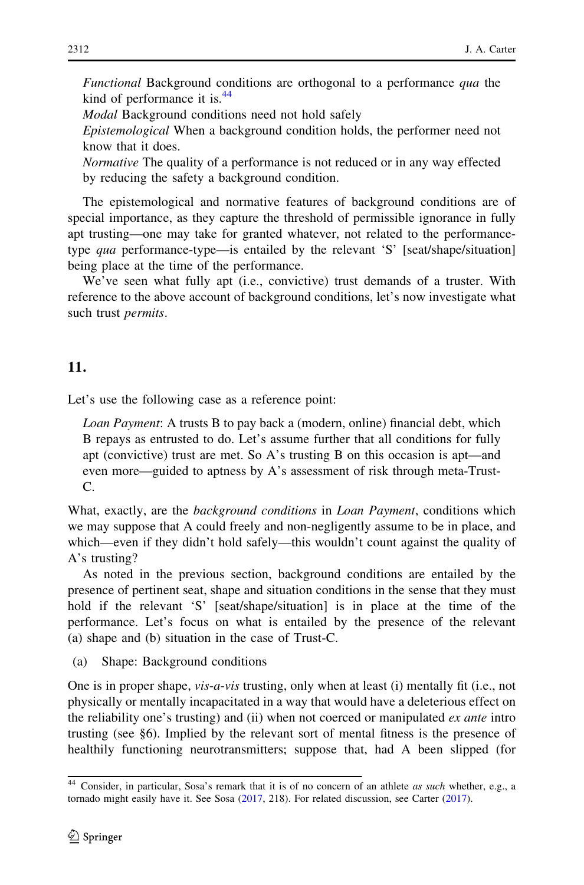*Functional* Background conditions are orthogonal to a performance *qua* the kind of performance it is.[44]

*Modal* Background conditions need not hold safely

*Epistemological* When a background condition holds, the performer need not know that it does.

*Normative* The quality of a performance is not reduced or in any way effected by reducing the safety a background condition.

The epistemological and normative features of background conditions are of special importance, as they capture the threshold of permissible ignorance in fully apt trusting—one may take for granted whatever, not related to the performance-type *qua* performance-type—is entailed by the relevant 'S' [seat/shape/situation] being place at the time of the performance.

We've seen what fully apt (i.e., convictive) trust demands of a truster. With reference to the above account of background conditions, let's now investigate what such trust *permits*.

## 11.

Let's use the following case as a reference point:

> *Loan Payment*: A trusts B to pay back a (modern, online) financial debt, which B repays as entrusted to do. Let's assume further that all conditions for fully apt (convictive) trust are met. So A's trusting B on this occasion is apt—and even more—guided to aptness by A's assessment of risk through meta-Trust-C.

What, exactly, are the *background conditions* in *Loan Payment*, conditions which we may suppose that A could freely and non-negligently assume to be in place, and which—even if they didn't hold safely—this wouldn't count against the quality of A's trusting?

As noted in the previous section, background conditions are entailed by the presence of pertinent seat, shape and situation conditions in the sense that they must hold if the relevant 'S' [seat/shape/situation] is in place at the time of the performance. Let's focus on what is entailed by the presence of the relevant (a) shape and (b) situation in the case of Trust-C.

(a) Shape: Background conditions

One is in proper shape, *vis-a-vis* trusting, only when at least (i) mentally fit (i.e., not physically or mentally incapacitated in a way that would have a deleterious effect on the reliability one's trusting) and (ii) when not coerced or manipulated *ex ante* intro trusting (see §6). Implied by the relevant sort of mental fitness is the presence of healthily functioning neurotransmitters; suppose that, had A been slipped (for

---

[44] Consider, in particular, Sosa's remark that it is of no concern of an athlete *as such* whether, e.g., a tornado might easily have it. See Sosa (2017, 218). For related discussion, see Carter (2017).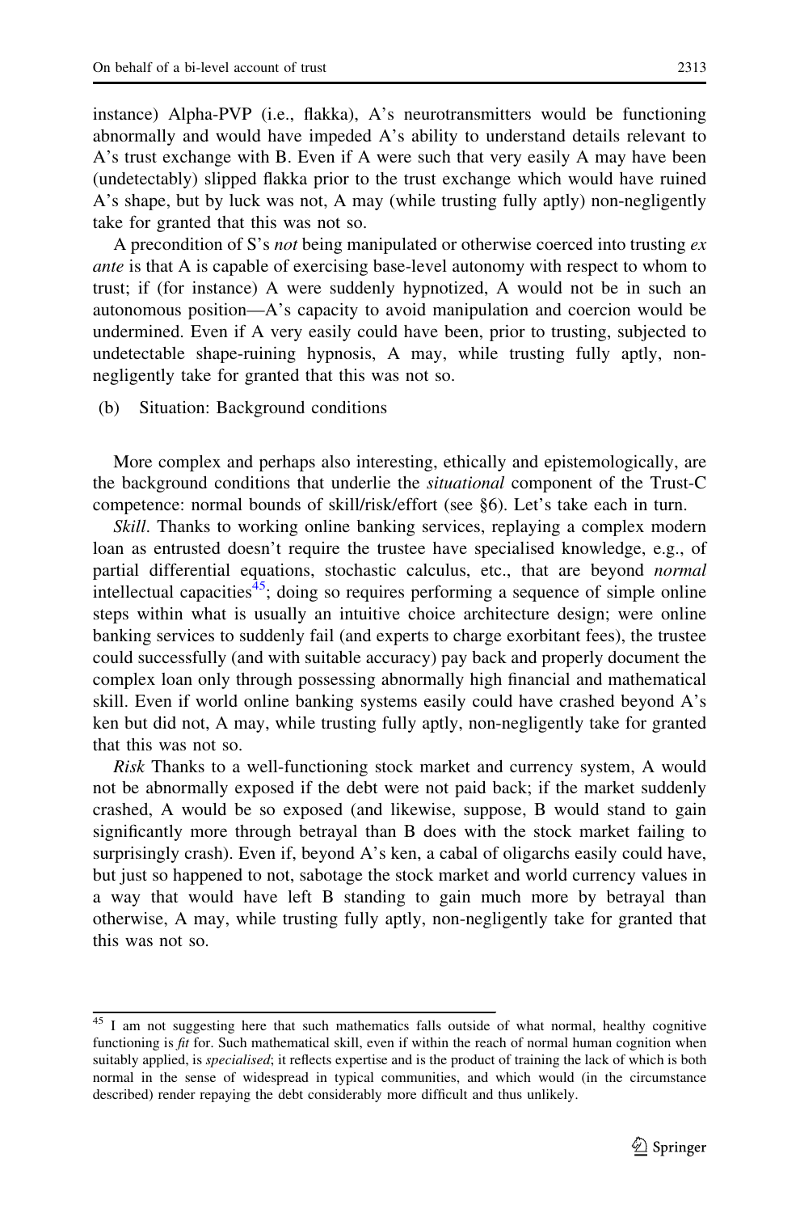instance) Alpha-PVP (i.e., flakka), A's neurotransmitters would be functioning abnormally and would have impeded A's ability to understand details relevant to A's trust exchange with B. Even if A were such that very easily A may have been (undetectably) slipped flakka prior to the trust exchange which would have ruined A's shape, but by luck was not, A may (while trusting fully aptly) non-negligently take for granted that this was not so.

A precondition of S's *not* being manipulated or otherwise coerced into trusting *ex ante* is that A is capable of exercising base-level autonomy with respect to whom to trust; if (for instance) A were suddenly hypnotized, A would not be in such an autonomous position—A's capacity to avoid manipulation and coercion would be undermined. Even if A very easily could have been, prior to trusting, subjected to undetectable shape-ruining hypnosis, A may, while trusting fully aptly, non-negligently take for granted that this was not so.

(b) Situation: Background conditions

More complex and perhaps also interesting, ethically and epistemologically, are the background conditions that underlie the *situational* component of the Trust-C competence: normal bounds of skill/risk/effort (see §6). Let's take each in turn.

*Skill*. Thanks to working online banking services, replaying a complex modern loan as entrusted doesn't require the trustee have specialised knowledge, e.g., of partial differential equations, stochastic calculus, etc., that are beyond *normal* intellectual capacities[45]; doing so requires performing a sequence of simple online steps within what is usually an intuitive choice architecture design; were online banking services to suddenly fail (and experts to charge exorbitant fees), the trustee could successfully (and with suitable accuracy) pay back and properly document the complex loan only through possessing abnormally high financial and mathematical skill. Even if world online banking systems easily could have crashed beyond A's ken but did not, A may, while trusting fully aptly, non-negligently take for granted that this was not so.

*Risk* Thanks to a well-functioning stock market and currency system, A would not be abnormally exposed if the debt were not paid back; if the market suddenly crashed, A would be so exposed (and likewise, suppose, B would stand to gain significantly more through betrayal than B does with the stock market failing to surprisingly crash). Even if, beyond A's ken, a cabal of oligarchs easily could have, but just so happened to not, sabotage the stock market and world currency values in a way that would have left B standing to gain much more by betrayal than otherwise, A may, while trusting fully aptly, non-negligently take for granted that this was not so.

---

[45] I am not suggesting here that such mathematics falls outside of what normal, healthy cognitive functioning is *fit* for. Such mathematical skill, even if within the reach of normal human cognition when suitably applied, is *specialised*; it reflects expertise and is the product of training the lack of which is both normal in the sense of widespread in typical communities, and which would (in the circumstance described) render repaying the debt considerably more difficult and thus unlikely.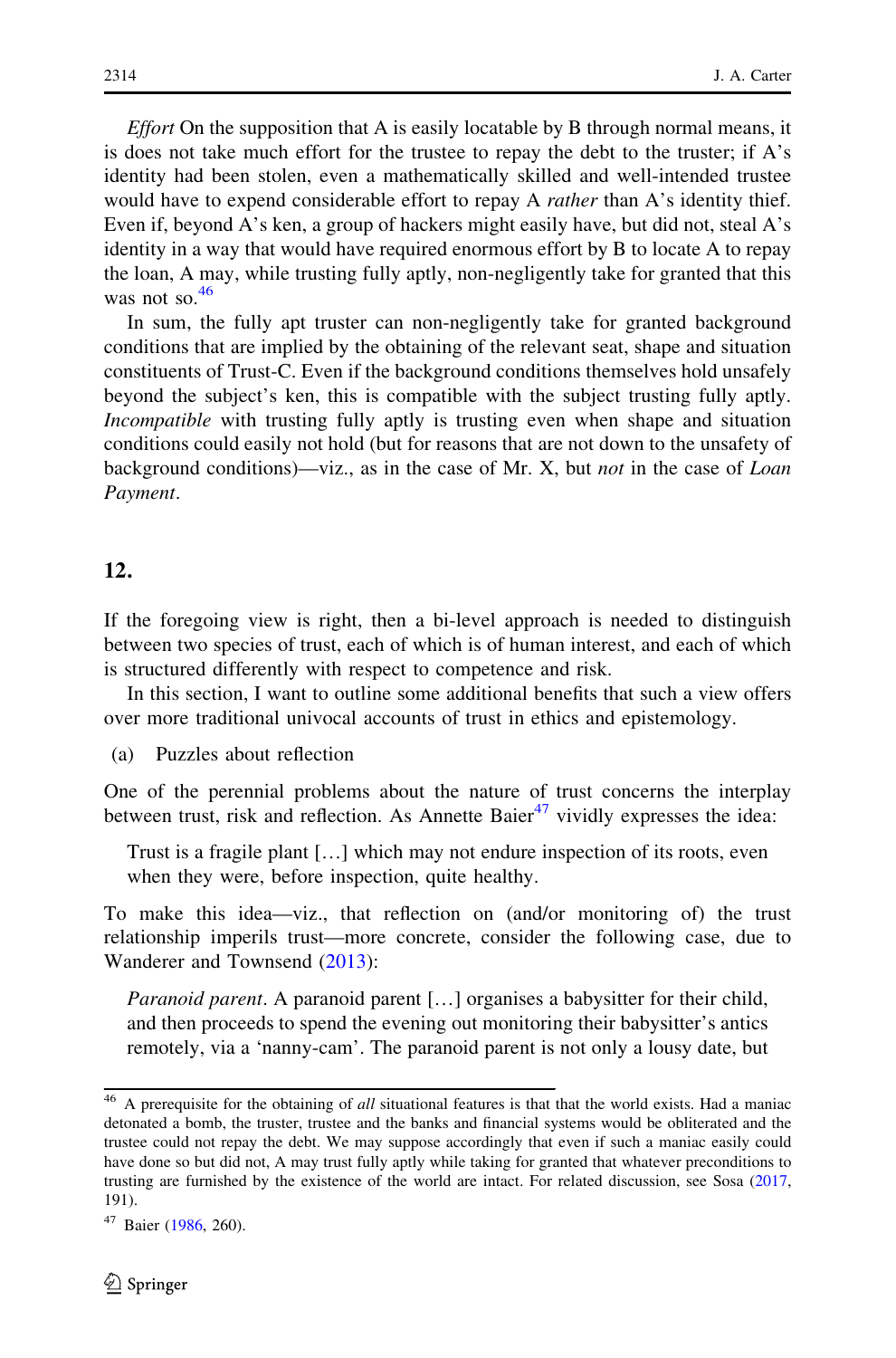*Effort* On the supposition that A is easily locatable by B through normal means, it is does not take much effort for the trustee to repay the debt to the truster; if A's identity had been stolen, even a mathematically skilled and well-intended trustee would have to expend considerable effort to repay A *rather* than A's identity thief. Even if, beyond A's ken, a group of hackers might easily have, but did not, steal A's identity in a way that would have required enormous effort by B to locate A to repay the loan, A may, while trusting fully aptly, non-negligently take for granted that this was not so.[46]

In sum, the fully apt truster can non-negligently take for granted background conditions that are implied by the obtaining of the relevant seat, shape and situation constituents of Trust-C. Even if the background conditions themselves hold unsafely beyond the subject's ken, this is compatible with the subject trusting fully aptly. *Incompatible* with trusting fully aptly is trusting even when shape and situation conditions could easily not hold (but for reasons that are not down to the unsafety of background conditions)—viz., as in the case of Mr. X, but *not* in the case of *Loan Payment*.

## 12.

If the foregoing view is right, then a bi-level approach is needed to distinguish between two species of trust, each of which is of human interest, and each of which is structured differently with respect to competence and risk.

In this section, I want to outline some additional benefits that such a view offers over more traditional univocal accounts of trust in ethics and epistemology.

(a) Puzzles about reflection

One of the perennial problems about the nature of trust concerns the interplay between trust, risk and reflection. As Annette Baier[47] vividly expresses the idea:

> Trust is a fragile plant […] which may not endure inspection of its roots, even when they were, before inspection, quite healthy.

To make this idea—viz., that reflection on (and/or monitoring of) the trust relationship imperils trust—more concrete, consider the following case, due to Wanderer and Townsend (2013):

> *Paranoid parent*. A paranoid parent […] organises a babysitter for their child, and then proceeds to spend the evening out monitoring their babysitter's antics remotely, via a 'nanny-cam'. The paranoid parent is not only a lousy date, but

[46] A prerequisite for the obtaining of *all* situational features is that that the world exists. Had a maniac detonated a bomb, the truster, trustee and the banks and financial systems would be obliterated and the trustee could not repay the debt. We may suppose accordingly that even if such a maniac easily could have done so but did not, A may trust fully aptly while taking for granted that whatever preconditions to trusting are furnished by the existence of the world are intact. For related discussion, see Sosa (2017, 191).

[47] Baier (1986, 260).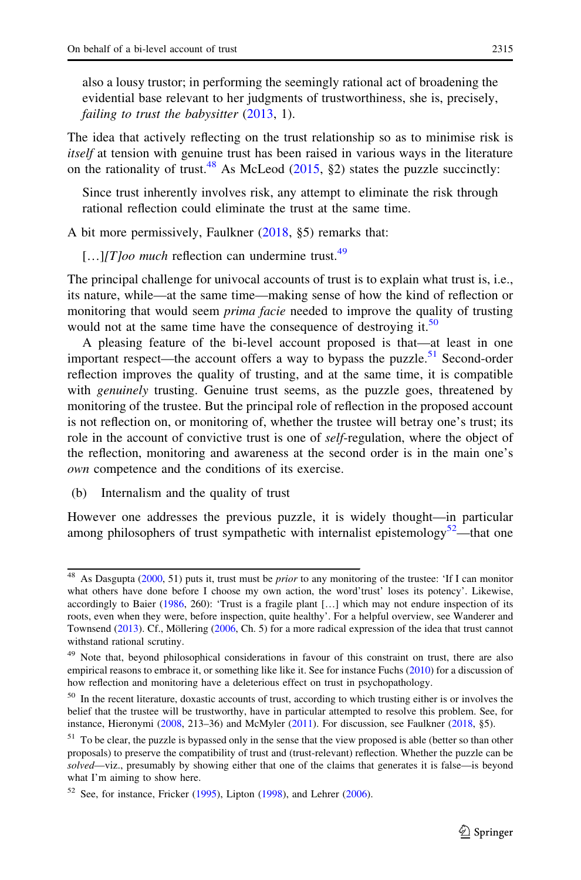also a lousy trustor; in performing the seemingly rational act of broadening the evidential base relevant to her judgments of trustworthiness, she is, precisely, *failing to trust the babysitter* (2013, 1).

The idea that actively reflecting on the trust relationship so as to minimise risk is *itself* at tension with genuine trust has been raised in various ways in the literature on the rationality of trust.[48] As McLeod (2015, §2) states the puzzle succinctly:

> Since trust inherently involves risk, any attempt to eliminate the risk through rational reflection could eliminate the trust at the same time.

A bit more permissively, Faulkner (2018, §5) remarks that:

> […]*[T]oo much* reflection can undermine trust.[49]

The principal challenge for univocal accounts of trust is to explain what trust is, i.e., its nature, while—at the same time—making sense of how the kind of reflection or monitoring that would seem *prima facie* needed to improve the quality of trusting would not at the same time have the consequence of destroying it.[50]

A pleasing feature of the bi-level account proposed is that—at least in one important respect—the account offers a way to bypass the puzzle.[51] Second-order reflection improves the quality of trusting, and at the same time, it is compatible with *genuinely* trusting. Genuine trust seems, as the puzzle goes, threatened by monitoring of the trustee. But the principal role of reflection in the proposed account is not reflection on, or monitoring of, whether the trustee will betray one's trust; its role in the account of convictive trust is one of *self*-regulation, where the object of the reflection, monitoring and awareness at the second order is in the main one's *own* competence and the conditions of its exercise.

(b) Internalism and the quality of trust

However one addresses the previous puzzle, it is widely thought—in particular among philosophers of trust sympathetic with internalist epistemology[52]—that one

---

[48] As Dasgupta (2000, 51) puts it, trust must be *prior* to any monitoring of the trustee: 'If I can monitor what others have done before I choose my own action, the word'trust' loses its potency'. Likewise, accordingly to Baier (1986, 260): 'Trust is a fragile plant […] which may not endure inspection of its roots, even when they were, before inspection, quite healthy'. For a helpful overview, see Wanderer and Townsend (2013). Cf., Möllering (2006, Ch. 5) for a more radical expression of the idea that trust cannot withstand rational scrutiny.

[49] Note that, beyond philosophical considerations in favour of this constraint on trust, there are also empirical reasons to embrace it, or something like like it. See for instance Fuchs (2010) for a discussion of how reflection and monitoring have a deleterious effect on trust in psychopathology.

[50] In the recent literature, doxastic accounts of trust, according to which trusting either is or involves the belief that the trustee will be trustworthy, have in particular attempted to resolve this problem. See, for instance, Hieronymi (2008, 213–36) and McMyler (2011). For discussion, see Faulkner (2018, §5).

[51] To be clear, the puzzle is bypassed only in the sense that the view proposed is able (better so than other proposals) to preserve the compatibility of trust and (trust-relevant) reflection. Whether the puzzle can be *solved*—viz., presumably by showing either that one of the claims that generates it is false—is beyond what I'm aiming to show here.

[52] See, for instance, Fricker (1995), Lipton (1998), and Lehrer (2006).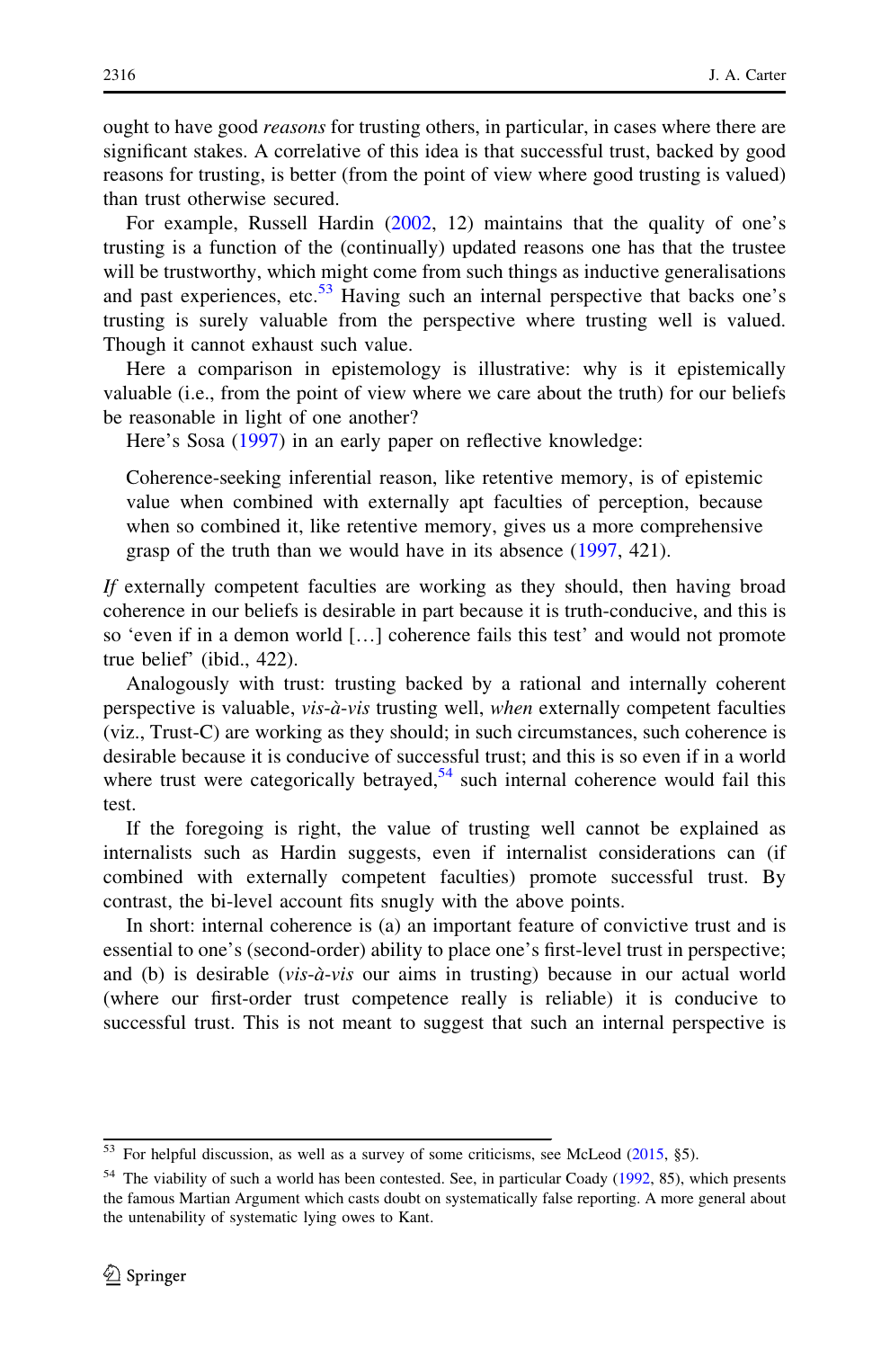ought to have good *reasons* for trusting others, in particular, in cases where there are significant stakes. A correlative of this idea is that successful trust, backed by good reasons for trusting, is better (from the point of view where good trusting is valued) than trust otherwise secured.

For example, Russell Hardin (2002, 12) maintains that the quality of one's trusting is a function of the (continually) updated reasons one has that the trustee will be trustworthy, which might come from such things as inductive generalisations and past experiences, etc.[53] Having such an internal perspective that backs one's trusting is surely valuable from the perspective where trusting well is valued. Though it cannot exhaust such value.

Here a comparison in epistemology is illustrative: why is it epistemically valuable (i.e., from the point of view where we care about the truth) for our beliefs be reasonable in light of one another?

Here's Sosa (1997) in an early paper on reflective knowledge:

> Coherence-seeking inferential reason, like retentive memory, is of epistemic value when combined with externally apt faculties of perception, because when so combined it, like retentive memory, gives us a more comprehensive grasp of the truth than we would have in its absence (1997, 421).

*If* externally competent faculties are working as they should, then having broad coherence in our beliefs is desirable in part because it is truth-conducive, and this is so 'even if in a demon world […] coherence fails this test' and would not promote true belief' (ibid., 422).

Analogously with trust: trusting backed by a rational and internally coherent perspective is valuable, *vis-à-vis* trusting well, *when* externally competent faculties (viz., Trust-C) are working as they should; in such circumstances, such coherence is desirable because it is conducive of successful trust; and this is so even if in a world where trust were categorically betrayed,[54] such internal coherence would fail this test.

If the foregoing is right, the value of trusting well cannot be explained as internalists such as Hardin suggests, even if internalist considerations can (if combined with externally competent faculties) promote successful trust. By contrast, the bi-level account fits snugly with the above points.

In short: internal coherence is (a) an important feature of convictive trust and is essential to one's (second-order) ability to place one's first-level trust in perspective; and (b) is desirable (*vis-à-vis* our aims in trusting) because in our actual world (where our first-order trust competence really is reliable) it is conducive to successful trust. This is not meant to suggest that such an internal perspective is

---

[53] For helpful discussion, as well as a survey of some criticisms, see McLeod (2015, §5).

[54] The viability of such a world has been contested. See, in particular Coady (1992, 85), which presents the famous Martian Argument which casts doubt on systematically false reporting. A more general about the untenability of systematic lying owes to Kant.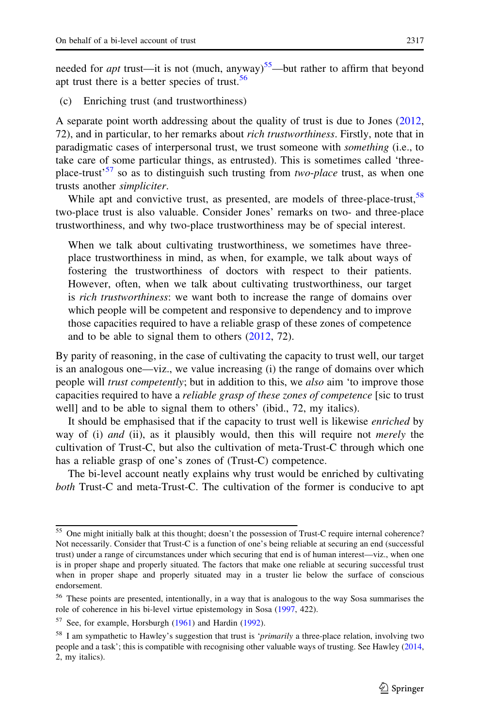needed for *apt* trust—it is not (much, anyway)[55]—but rather to affirm that beyond apt trust there is a better species of trust.[56]

(c) Enriching trust (and trustworthiness)

A separate point worth addressing about the quality of trust is due to Jones (2012, 72), and in particular, to her remarks about *rich trustworthiness*. Firstly, note that in paradigmatic cases of interpersonal trust, we trust someone with *something* (i.e., to take care of some particular things, as entrusted). This is sometimes called 'three-place-trust'[57] so as to distinguish such trusting from *two-place* trust, as when one trusts another *simpliciter*.

While apt and convictive trust, as presented, are models of three-place-trust,[58] two-place trust is also valuable. Consider Jones' remarks on two- and three-place trustworthiness, and why two-place trustworthiness may be of special interest.

> When we talk about cultivating trustworthiness, we sometimes have three-place trustworthiness in mind, as when, for example, we talk about ways of fostering the trustworthiness of doctors with respect to their patients. However, often, when we talk about cultivating trustworthiness, our target is *rich trustworthiness*: we want both to increase the range of domains over which people will be competent and responsive to dependency and to improve those capacities required to have a reliable grasp of these zones of competence and to be able to signal them to others (2012, 72).

By parity of reasoning, in the case of cultivating the capacity to trust well, our target is an analogous one—viz., we value increasing (i) the range of domains over which people will *trust competently*; but in addition to this, we *also* aim 'to improve those capacities required to have a *reliable grasp of these zones of competence* [sic to trust well] and to be able to signal them to others' (ibid., 72, my italics).

It should be emphasised that if the capacity to trust well is likewise *enriched* by way of (i) *and* (ii), as it plausibly would, then this will require not *merely* the cultivation of Trust-C, but also the cultivation of meta-Trust-C through which one has a reliable grasp of one's zones of (Trust-C) competence.

The bi-level account neatly explains why trust would be enriched by cultivating *both* Trust-C and meta-Trust-C. The cultivation of the former is conducive to apt

---

[55] One might initially balk at this thought; doesn't the possession of Trust-C require internal coherence? Not necessarily. Consider that Trust-C is a function of one's being reliable at securing an end (successful trust) under a range of circumstances under which securing that end is of human interest—viz., when one is in proper shape and properly situated. The factors that make one reliable at securing successful trust when in proper shape and properly situated may in a truster lie below the surface of conscious endorsement.

[56] These points are presented, intentionally, in a way that is analogous to the way Sosa summarises the role of coherence in his bi-level virtue epistemology in Sosa (1997, 422).

[57] See, for example, Horsburgh (1961) and Hardin (1992).

[58] I am sympathetic to Hawley's suggestion that trust is '*primarily* a three-place relation, involving two people and a task'; this is compatible with recognising other valuable ways of trusting. See Hawley (2014, 2, my italics).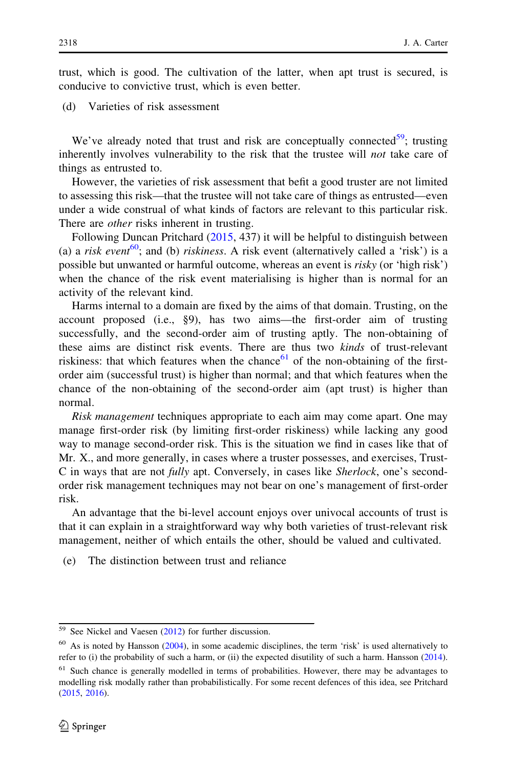trust, which is good. The cultivation of the latter, when apt trust is secured, is conducive to convictive trust, which is even better.

(d) Varieties of risk assessment

We've already noted that trust and risk are conceptually connected[59]; trusting inherently involves vulnerability to the risk that the trustee will *not* take care of things as entrusted to.

However, the varieties of risk assessment that befit a good truster are not limited to assessing this risk—that the trustee will not take care of things as entrusted—even under a wide construal of what kinds of factors are relevant to this particular risk. There are *other* risks inherent in trusting.

Following Duncan Pritchard (2015, 437) it will be helpful to distinguish between (a) a *risk event*[60]; and (b) *riskiness*. A risk event (alternatively called a 'risk') is a possible but unwanted or harmful outcome, whereas an event is *risky* (or 'high risk') when the chance of the risk event materialising is higher than is normal for an activity of the relevant kind.

Harms internal to a domain are fixed by the aims of that domain. Trusting, on the account proposed (i.e., §9), has two aims—the first-order aim of trusting successfully, and the second-order aim of trusting aptly. The non-obtaining of these aims are distinct risk events. There are thus two *kinds* of trust-relevant riskiness: that which features when the chance[61] of the non-obtaining of the first-order aim (successful trust) is higher than normal; and that which features when the chance of the non-obtaining of the second-order aim (apt trust) is higher than normal.

*Risk management* techniques appropriate to each aim may come apart. One may manage first-order risk (by limiting first-order riskiness) while lacking any good way to manage second-order risk. This is the situation we find in cases like that of Mr. X., and more generally, in cases where a truster possesses, and exercises, Trust-C in ways that are not *fully* apt. Conversely, in cases like *Sherlock*, one's second-order risk management techniques may not bear on one's management of first-order risk.

An advantage that the bi-level account enjoys over univocal accounts of trust is that it can explain in a straightforward way why both varieties of trust-relevant risk management, neither of which entails the other, should be valued and cultivated.

(e) The distinction between trust and reliance

---

[59] See Nickel and Vaesen (2012) for further discussion.

[60] As is noted by Hansson (2004), in some academic disciplines, the term 'risk' is used alternatively to refer to (i) the probability of such a harm, or (ii) the expected disutility of such a harm. Hansson (2014).

[61] Such chance is generally modelled in terms of probabilities. However, there may be advantages to modelling risk modally rather than probabilistically. For some recent defences of this idea, see Pritchard (2015, 2016).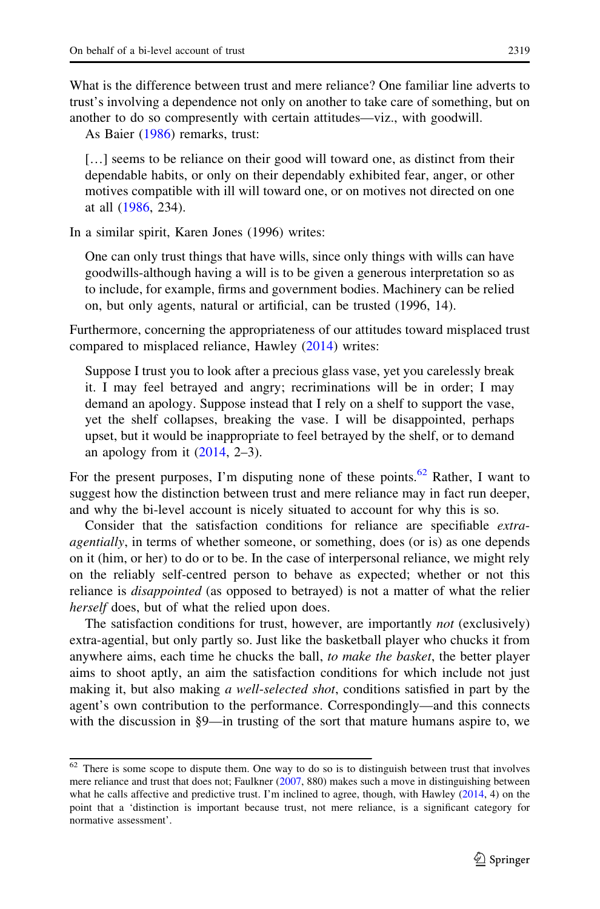What is the difference between trust and mere reliance? One familiar line adverts to trust's involving a dependence not only on another to take care of something, but on another to do so compresently with certain attitudes—viz., with goodwill.

As Baier (1986) remarks, trust:

> […] seems to be reliance on their good will toward one, as distinct from their dependable habits, or only on their dependably exhibited fear, anger, or other motives compatible with ill will toward one, or on motives not directed on one at all (1986, 234).

In a similar spirit, Karen Jones (1996) writes:

> One can only trust things that have wills, since only things with wills can have goodwills-although having a will is to be given a generous interpretation so as to include, for example, firms and government bodies. Machinery can be relied on, but only agents, natural or artificial, can be trusted (1996, 14).

Furthermore, concerning the appropriateness of our attitudes toward misplaced trust compared to misplaced reliance, Hawley (2014) writes:

> Suppose I trust you to look after a precious glass vase, yet you carelessly break it. I may feel betrayed and angry; recriminations will be in order; I may demand an apology. Suppose instead that I rely on a shelf to support the vase, yet the shelf collapses, breaking the vase. I will be disappointed, perhaps upset, but it would be inappropriate to feel betrayed by the shelf, or to demand an apology from it (2014, 2–3).

For the present purposes, I'm disputing none of these points.[62] Rather, I want to suggest how the distinction between trust and mere reliance may in fact run deeper, and why the bi-level account is nicely situated to account for why this is so.

Consider that the satisfaction conditions for reliance are specifiable *extra-agentially*, in terms of whether someone, or something, does (or is) as one depends on it (him, or her) to do or to be. In the case of interpersonal reliance, we might rely on the reliably self-centred person to behave as expected; whether or not this reliance is *disappointed* (as opposed to betrayed) is not a matter of what the relier *herself* does, but of what the relied upon does.

The satisfaction conditions for trust, however, are importantly *not* (exclusively) extra-agential, but only partly so. Just like the basketball player who chucks it from anywhere aims, each time he chucks the ball, *to make the basket*, the better player aims to shoot aptly, an aim the satisfaction conditions for which include not just making it, but also making *a well-selected shot*, conditions satisfied in part by the agent's own contribution to the performance. Correspondingly—and this connects with the discussion in §9—in trusting of the sort that mature humans aspire to, we

[62] There is some scope to dispute them. One way to do so is to distinguish between trust that involves mere reliance and trust that does not; Faulkner (2007, 880) makes such a move in distinguishing between what he calls affective and predictive trust. I'm inclined to agree, though, with Hawley (2014, 4) on the point that a 'distinction is important because trust, not mere reliance, is a significant category for normative assessment'.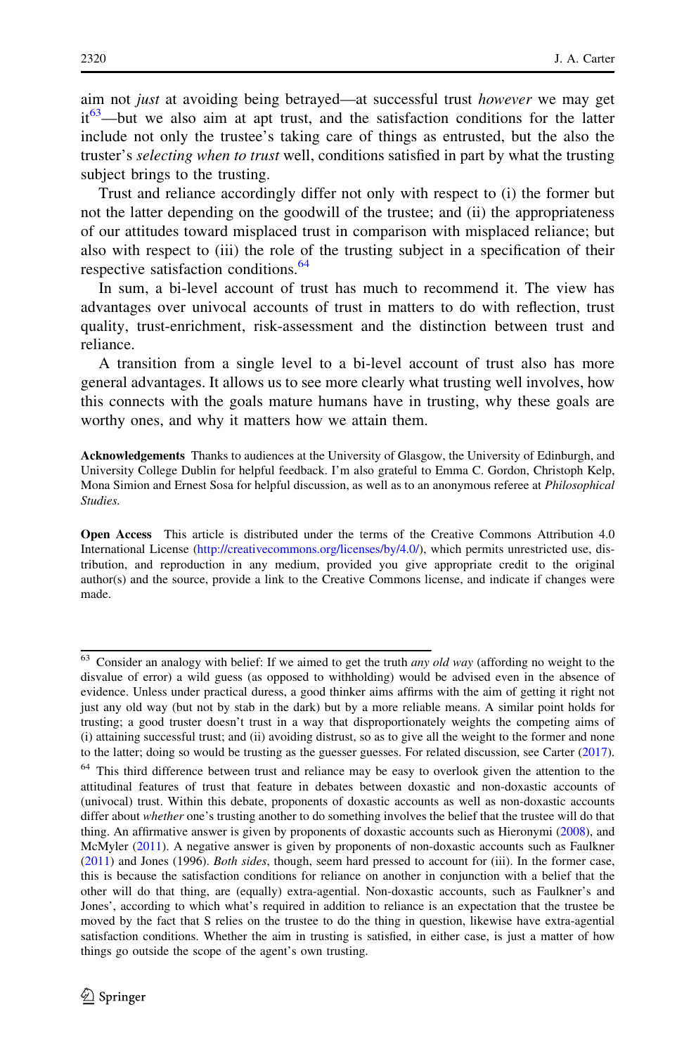aim not *just* at avoiding being betrayed—at successful trust *however* we may get it[63]—but we also aim at apt trust, and the satisfaction conditions for the latter include not only the trustee's taking care of things as entrusted, but the also the truster's *selecting when to trust* well, conditions satisfied in part by what the trusting subject brings to the trusting.

Trust and reliance accordingly differ not only with respect to (i) the former but not the latter depending on the goodwill of the trustee; and (ii) the appropriateness of our attitudes toward misplaced trust in comparison with misplaced reliance; but also with respect to (iii) the role of the trusting subject in a specification of their respective satisfaction conditions.[64]

In sum, a bi-level account of trust has much to recommend it. The view has advantages over univocal accounts of trust in matters to do with reflection, trust quality, trust-enrichment, risk-assessment and the distinction between trust and reliance.

A transition from a single level to a bi-level account of trust also has more general advantages. It allows us to see more clearly what trusting well involves, how this connects with the goals mature humans have in trusting, why these goals are worthy ones, and why it matters how we attain them.

**Acknowledgements** Thanks to audiences at the University of Glasgow, the University of Edinburgh, and University College Dublin for helpful feedback. I'm also grateful to Emma C. Gordon, Christoph Kelp, Mona Simion and Ernest Sosa for helpful discussion, as well as to an anonymous referee at *Philosophical Studies*.

**Open Access** This article is distributed under the terms of the Creative Commons Attribution 4.0 International License (http://creativecommons.org/licenses/by/4.0/), which permits unrestricted use, distribution, and reproduction in any medium, provided you give appropriate credit to the original author(s) and the source, provide a link to the Creative Commons license, and indicate if changes were made.

---

[63] Consider an analogy with belief: If we aimed to get the truth *any old way* (affording no weight to the disvalue of error) a wild guess (as opposed to withholding) would be advised even in the absence of evidence. Unless under practical duress, a good thinker aims affirms with the aim of getting it right not just any old way (but not by stab in the dark) but by a more reliable means. A similar point holds for trusting; a good truster doesn't trust in a way that disproportionately weights the competing aims of (i) attaining successful trust; and (ii) avoiding distrust, so as to give all the weight to the former and none to the latter; doing so would be trusting as the guesser guesses. For related discussion, see Carter (2017).

[64] This third difference between trust and reliance may be easy to overlook given the attention to the attitudinal features of trust that feature in debates between doxastic and non-doxastic accounts of (univocal) trust. Within this debate, proponents of doxastic accounts as well as non-doxastic accounts differ about *whether* one's trusting another to do something involves the belief that the trustee will do that thing. An affirmative answer is given by proponents of doxastic accounts such as Hieronymi (2008), and McMyler (2011). A negative answer is given by proponents of non-doxastic accounts such as Faulkner (2011) and Jones (1996). *Both sides*, though, seem hard pressed to account for (iii). In the former case, this is because the satisfaction conditions for reliance on another in conjunction with a belief that the other will do that thing, are (equally) extra-agential. Non-doxastic accounts, such as Faulkner's and Jones', according to which what's required in addition to reliance is an expectation that the trustee be moved by the fact that S relies on the trustee to do the thing in question, likewise have extra-agential satisfaction conditions. Whether the aim in trusting is satisfied, in either case, is just a matter of how things go outside the scope of the agent's own trusting.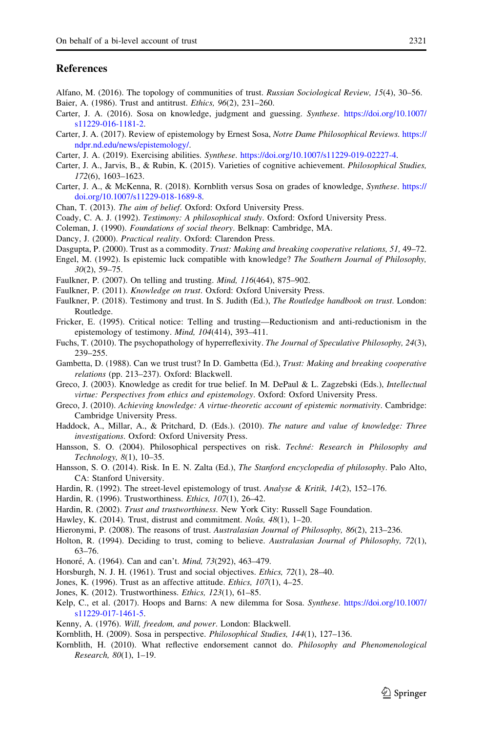## References

Alfano, M. (2016). The topology of communities of trust. *Russian Sociological Review, 15*(4), 30–56.

Baier, A. (1986). Trust and antitrust. *Ethics, 96*(2), 231–260.

Carter, J. A. (2016). Sosa on knowledge, judgment and guessing. *Synthese*. https://doi.org/10.1007/s11229-016-1181-2.

Carter, J. A. (2017). Review of epistemology by Ernest Sosa, *Notre Dame Philosophical Reviews*. https://ndpr.nd.edu/news/epistemology/.

Carter, J. A. (2019). Exercising abilities. *Synthese*. https://doi.org/10.1007/s11229-019-02227-4.

Carter, J. A., Jarvis, B., & Rubin, K. (2015). Varieties of cognitive achievement. *Philosophical Studies, 172*(6), 1603–1623.

Carter, J. A., & McKenna, R. (2018). Kornblith versus Sosa on grades of knowledge, *Synthese*. https://doi.org/10.1007/s11229-018-1689-8.

Chan, T. (2013). *The aim of belief*. Oxford: Oxford University Press.

Coady, C. A. J. (1992). *Testimony: A philosophical study*. Oxford: Oxford University Press.

Coleman, J. (1990). *Foundations of social theory*. Belknap: Cambridge, MA.

Dancy, J. (2000). *Practical reality*. Oxford: Clarendon Press.

Dasgupta, P. (2000). Trust as a commodity. *Trust: Making and breaking cooperative relations, 51*, 49–72.

Engel, M. (1992). Is epistemic luck compatible with knowledge? *The Southern Journal of Philosophy, 30*(2), 59–75.

Faulkner, P. (2007). On telling and trusting. *Mind, 116*(464), 875–902.

Faulkner, P. (2011). *Knowledge on trust*. Oxford: Oxford University Press.

Faulkner, P. (2018). Testimony and trust. In S. Judith (Ed.), *The Routledge handbook on trust*. London: Routledge.

Fricker, E. (1995). Critical notice: Telling and trusting—Reductionism and anti-reductionism in the epistemology of testimony. *Mind, 104*(414), 393–411.

Fuchs, T. (2010). The psychopathology of hyperreflexivity. *The Journal of Speculative Philosophy, 24*(3), 239–255.

Gambetta, D. (1988). Can we trust trust? In D. Gambetta (Ed.), *Trust: Making and breaking cooperative relations* (pp. 213–237). Oxford: Blackwell.

Greco, J. (2003). Knowledge as credit for true belief. In M. DePaul & L. Zagzebski (Eds.), *Intellectual virtue: Perspectives from ethics and epistemology*. Oxford: Oxford University Press.

Greco, J. (2010). *Achieving knowledge: A virtue-theoretic account of epistemic normativity*. Cambridge: Cambridge University Press.

Haddock, A., Millar, A., & Pritchard, D. (Eds.). (2010). *The nature and value of knowledge: Three investigations*. Oxford: Oxford University Press.

Hansson, S. O. (2004). Philosophical perspectives on risk. *Techné: Research in Philosophy and Technology, 8*(1), 10–35.

Hansson, S. O. (2014). Risk. In E. N. Zalta (Ed.), *The Stanford encyclopedia of philosophy*. Palo Alto, CA: Stanford University.

Hardin, R. (1992). The street-level epistemology of trust. *Analyse & Kritik, 14*(2), 152–176.

Hardin, R. (1996). Trustworthiness. *Ethics, 107*(1), 26–42.

Hardin, R. (2002). *Trust and trustworthiness*. New York City: Russell Sage Foundation.

Hawley, K. (2014). Trust, distrust and commitment. *Noûs, 48*(1), 1–20.

Hieronymi, P. (2008). The reasons of trust. *Australasian Journal of Philosophy, 86*(2), 213–236.

Holton, R. (1994). Deciding to trust, coming to believe. *Australasian Journal of Philosophy, 72*(1), 63–76.

Honoré, A. (1964). Can and can't. *Mind, 73*(292), 463–479.

Horsburgh, N. J. H. (1961). Trust and social objectives. *Ethics, 72*(1), 28–40.

Jones, K. (1996). Trust as an affective attitude. *Ethics, 107*(1), 4–25.

Jones, K. (2012). Trustworthiness. *Ethics, 123*(1), 61–85.

Kelp, C., et al. (2017). Hoops and Barns: A new dilemma for Sosa. *Synthese*. https://doi.org/10.1007/s11229-017-1461-5.

Kenny, A. (1976). *Will, freedom, and power*. London: Blackwell.

Kornblith, H. (2009). Sosa in perspective. *Philosophical Studies, 144*(1), 127–136.

Kornblith, H. (2010). What reflective endorsement cannot do. *Philosophy and Phenomenological Research, 80*(1), 1–19.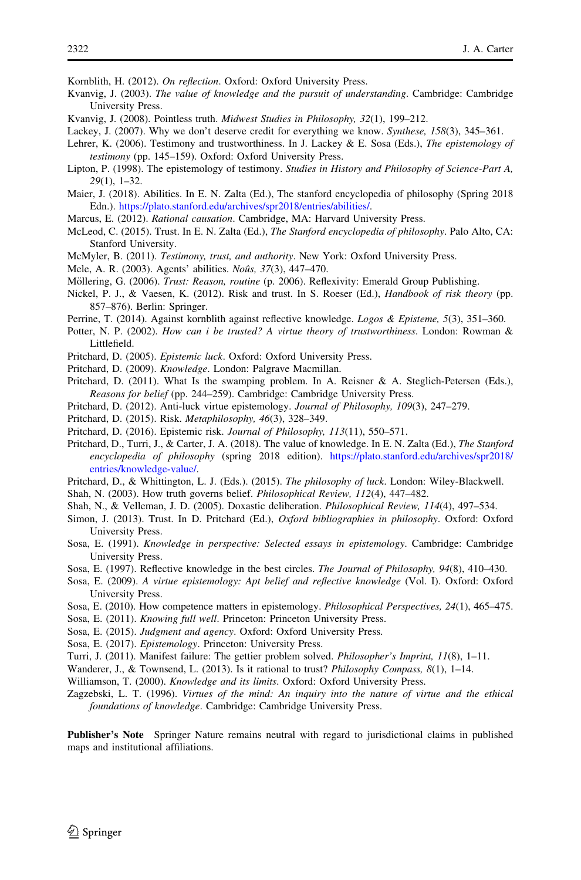Kornblith, H. (2012). *On reflection*. Oxford: Oxford University Press.

Kvanvig, J. (2003). *The value of knowledge and the pursuit of understanding*. Cambridge: Cambridge University Press.

Kvanvig, J. (2008). Pointless truth. *Midwest Studies in Philosophy, 32*(1), 199–212.

Lackey, J. (2007). Why we don't deserve credit for everything we know. *Synthese, 158*(3), 345–361.

Lehrer, K. (2006). Testimony and trustworthiness. In J. Lackey & E. Sosa (Eds.), *The epistemology of testimony* (pp. 145–159). Oxford: Oxford University Press.

Lipton, P. (1998). The epistemology of testimony. *Studies in History and Philosophy of Science-Part A, 29*(1), 1–32.

Maier, J. (2018). Abilities. In E. N. Zalta (Ed.), The stanford encyclopedia of philosophy (Spring 2018 Edn.). https://plato.stanford.edu/archives/spr2018/entries/abilities/.

Marcus, E. (2012). *Rational causation*. Cambridge, MA: Harvard University Press.

McLeod, C. (2015). Trust. In E. N. Zalta (Ed.), *The Stanford encyclopedia of philosophy*. Palo Alto, CA: Stanford University.

McMyler, B. (2011). *Testimony, trust, and authority*. New York: Oxford University Press.

Mele, A. R. (2003). Agents' abilities. *Noûs, 37*(3), 447–470.

Möllering, G. (2006). *Trust: Reason, routine* (p. 2006). Reflexivity: Emerald Group Publishing.

Nickel, P. J., & Vaesen, K. (2012). Risk and trust. In S. Roeser (Ed.), *Handbook of risk theory* (pp. 857–876). Berlin: Springer.

Perrine, T. (2014). Against kornblith against reflective knowledge. *Logos & Episteme, 5*(3), 351–360.

Potter, N. P. (2002). *How can i be trusted? A virtue theory of trustworthiness*. London: Rowman & Littlefield.

Pritchard, D. (2005). *Epistemic luck*. Oxford: Oxford University Press.

Pritchard, D. (2009). *Knowledge*. London: Palgrave Macmillan.

Pritchard, D. (2011). What Is the swamping problem. In A. Reisner & A. Steglich-Petersen (Eds.), *Reasons for belief* (pp. 244–259). Cambridge: Cambridge University Press.

Pritchard, D. (2012). Anti-luck virtue epistemology. *Journal of Philosophy, 109*(3), 247–279.

Pritchard, D. (2015). Risk. *Metaphilosophy, 46*(3), 328–349.

Pritchard, D. (2016). Epistemic risk. *Journal of Philosophy, 113*(11), 550–571.

Pritchard, D., Turri, J., & Carter, J. A. (2018). The value of knowledge. In E. N. Zalta (Ed.), *The Stanford encyclopedia of philosophy* (spring 2018 edition). https://plato.stanford.edu/archives/spr2018/entries/knowledge-value/.

Pritchard, D., & Whittington, L. J. (Eds.). (2015). *The philosophy of luck*. London: Wiley-Blackwell.

Shah, N. (2003). How truth governs belief. *Philosophical Review, 112*(4), 447–482.

Shah, N., & Velleman, J. D. (2005). Doxastic deliberation. *Philosophical Review, 114*(4), 497–534.

Simon, J. (2013). Trust. In D. Pritchard (Ed.), *Oxford bibliographies in philosophy*. Oxford: Oxford University Press.

Sosa, E. (1991). *Knowledge in perspective: Selected essays in epistemology*. Cambridge: Cambridge University Press.

Sosa, E. (1997). Reflective knowledge in the best circles. *The Journal of Philosophy, 94*(8), 410–430.

Sosa, E. (2009). *A virtue epistemology: Apt belief and reflective knowledge* (Vol. I). Oxford: Oxford University Press.

Sosa, E. (2010). How competence matters in epistemology. *Philosophical Perspectives, 24*(1), 465–475.

Sosa, E. (2011). *Knowing full well*. Princeton: Princeton University Press.

Sosa, E. (2015). *Judgment and agency*. Oxford: Oxford University Press.

Sosa, E. (2017). *Epistemology*. Princeton: University Press.

Turri, J. (2011). Manifest failure: The gettier problem solved. *Philosopher's Imprint, 11*(8), 1–11.

Wanderer, J., & Townsend, L. (2013). Is it rational to trust? *Philosophy Compass, 8*(1), 1–14.

Williamson, T. (2000). *Knowledge and its limits*. Oxford: Oxford University Press.

Zagzebski, L. T. (1996). *Virtues of the mind: An inquiry into the nature of virtue and the ethical foundations of knowledge*. Cambridge: Cambridge University Press.

**Publisher's Note** Springer Nature remains neutral with regard to jurisdictional claims in published maps and institutional affiliations.